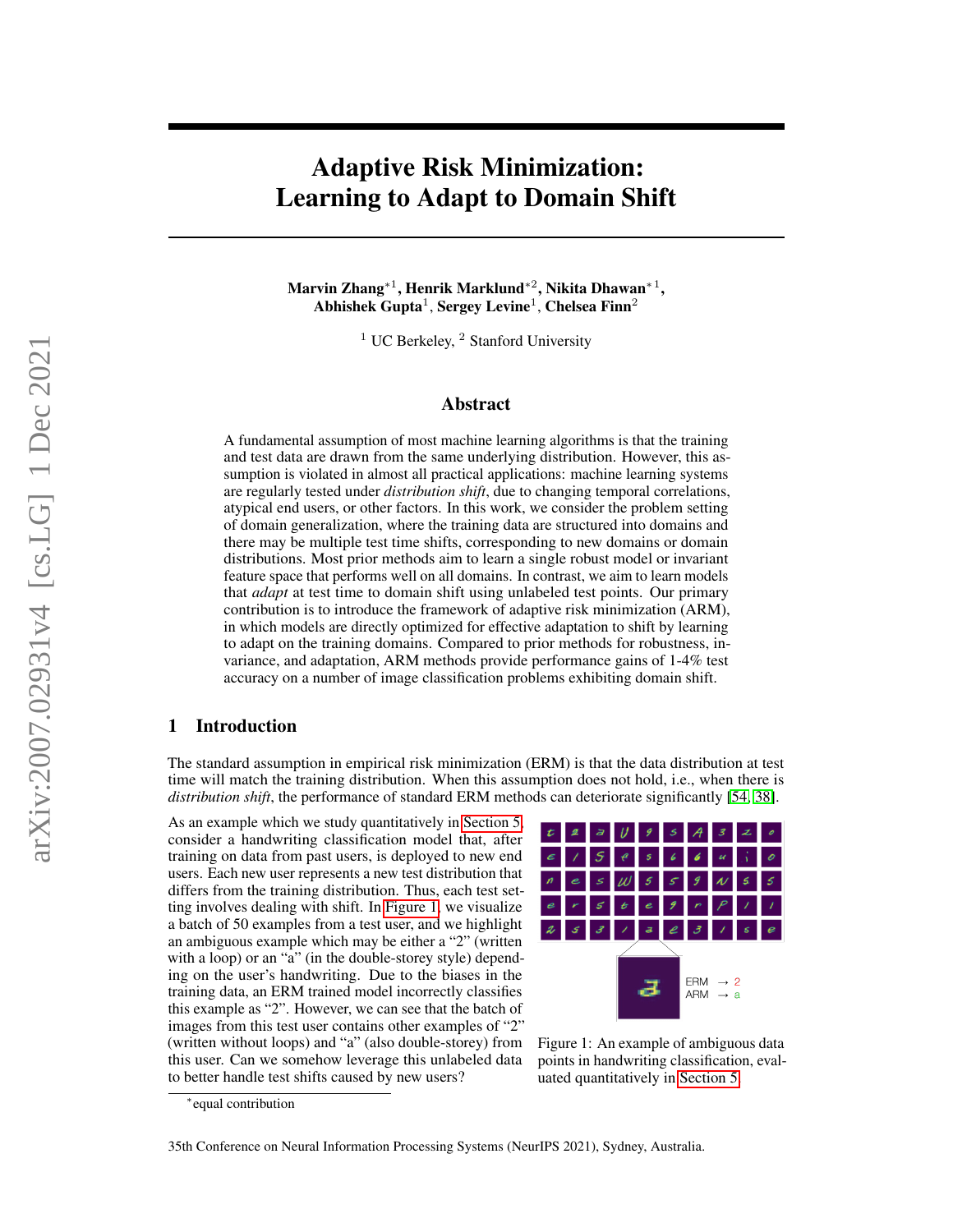# Adaptive Risk Minimization: Learning to Adapt to Domain Shift

**Marvin Zhang*[1], Henrik Marklund*[2], Nikita Dhawan*[1], Abhishek Gupta[1], Sergey Levine[1], Chelsea Finn[2]**

[1] UC Berkeley, [2] Stanford University

## Abstract

A fundamental assumption of most machine learning algorithms is that the training and test data are drawn from the same underlying distribution. However, this assumption is violated in almost all practical applications: machine learning systems are regularly tested under *distribution shift*, due to changing temporal correlations, atypical end users, or other factors. In this work, we consider the problem setting of domain generalization, where the training data are structured into domains and there may be multiple test time shifts, corresponding to new domains or domain distributions. Most prior methods aim to learn a single robust model or invariant feature space that performs well on all domains. In contrast, we aim to learn models that *adapt* at test time to domain shift using unlabeled test points. Our primary contribution is to introduce the framework of adaptive risk minimization (ARM), in which models are directly optimized for effective adaptation to shift by learning to adapt on the training domains. Compared to prior methods for robustness, invariance, and adaptation, ARM methods provide performance gains of 1-4% test accuracy on a number of image classification problems exhibiting domain shift.

## 1 Introduction

The standard assumption in empirical risk minimization (ERM) is that the data distribution at test time will match the training distribution. When this assumption does not hold, i.e., when there is *distribution shift*, the performance of standard ERM methods can deteriorate significantly [54, 38].

As an example which we study quantitatively in Section 5, consider a handwriting classification model that, after training on data from past users, is deployed to new end users. Each new user represents a new test distribution that differs from the training distribution. Thus, each test setting involves dealing with shift. In Figure 1, we visualize a batch of 50 examples from a test user, and we highlight an ambiguous example which may be either a "2" (written with a loop) or an "a" (in the double-storey style) depending on the user's handwriting. Due to the biases in the training data, an ERM trained model incorrectly classifies this example as "2". However, we can see that the batch of images from this test user contains other examples of "2" (written without loops) and "a" (also double-storey) from this user. Can we somehow leverage this unlabeled data to better handle test shifts caused by new users?

Figure 1: An example of ambiguous data points in handwriting classification, evaluated quantitatively in Section 5.

*equal contribution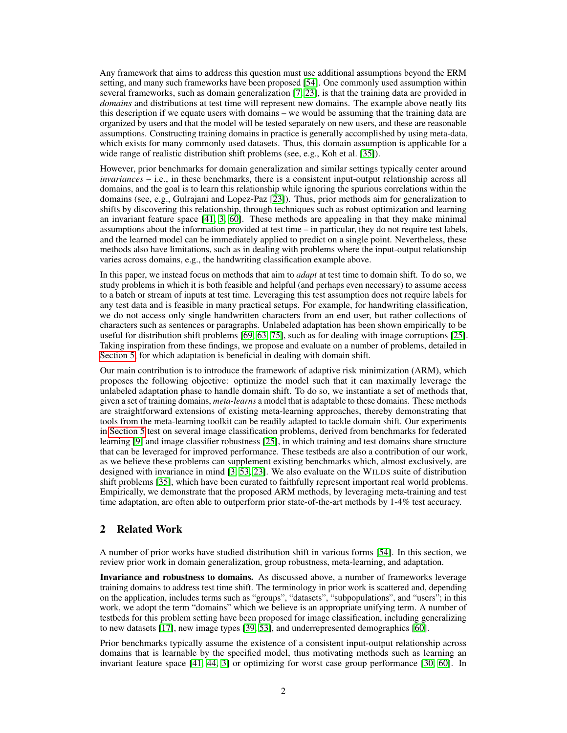Any framework that aims to address this question must use additional assumptions beyond the ERM setting, and many such frameworks have been proposed [54]. One commonly used assumption within several frameworks, such as domain generalization [7, 23], is that the training data are provided in *domains* and distributions at test time will represent new domains. The example above neatly fits this description if we equate users with domains – we would be assuming that the training data are organized by users and that the model will be tested separately on new users, and these are reasonable assumptions. Constructing training domains in practice is generally accomplished by using meta-data, which exists for many commonly used datasets. Thus, this domain assumption is applicable for a wide range of realistic distribution shift problems (see, e.g., Koh et al. [35]).

However, prior benchmarks for domain generalization and similar settings typically center around *invariances* – i.e., in these benchmarks, there is a consistent input-output relationship across all domains, and the goal is to learn this relationship while ignoring the spurious correlations within the domains (see, e.g., Gulrajani and Lopez-Paz [23]). Thus, prior methods aim for generalization to shifts by discovering this relationship, through techniques such as robust optimization and learning an invariant feature space [41, 3, 60]. These methods are appealing in that they make minimal assumptions about the information provided at test time – in particular, they do not require test labels, and the learned model can be immediately applied to predict on a single point. Nevertheless, these methods also have limitations, such as in dealing with problems where the input-output relationship varies across domains, e.g., the handwriting classification example above.

In this paper, we instead focus on methods that aim to *adapt* at test time to domain shift. To do so, we study problems in which it is both feasible and helpful (and perhaps even necessary) to assume access to a batch or stream of inputs at test time. Leveraging this test assumption does not require labels for any test data and is feasible in many practical setups. For example, for handwriting classification, we do not access only single handwritten characters from an end user, but rather collections of characters such as sentences or paragraphs. Unlabeled adaptation has been shown empirically to be useful for distribution shift problems [69, 63, 75], such as for dealing with image corruptions [25]. Taking inspiration from these findings, we propose and evaluate on a number of problems, detailed in Section 5, for which adaptation is beneficial in dealing with domain shift.

Our main contribution is to introduce the framework of adaptive risk minimization (ARM), which proposes the following objective: optimize the model such that it can maximally leverage the unlabeled adaptation phase to handle domain shift. To do so, we instantiate a set of methods that, given a set of training domains, *meta-learns* a model that is adaptable to these domains. These methods are straightforward extensions of existing meta-learning approaches, thereby demonstrating that tools from the meta-learning toolkit can be readily adapted to tackle domain shift. Our experiments in Section 5 test on several image classification problems, derived from benchmarks for federated learning [9] and image classifier robustness [25], in which training and test domains share structure that can be leveraged for improved performance. These testbeds are also a contribution of our work, as we believe these problems can supplement existing benchmarks which, almost exclusively, are designed with invariance in mind [3, 53, 23]. We also evaluate on the WILDS suite of distribution shift problems [35], which have been curated to faithfully represent important real world problems. Empirically, we demonstrate that the proposed ARM methods, by leveraging meta-training and test time adaptation, are often able to outperform prior state-of-the-art methods by 1-4% test accuracy.

## 2 Related Work

A number of prior works have studied distribution shift in various forms [54]. In this section, we review prior work in domain generalization, group robustness, meta-learning, and adaptation.

**Invariance and robustness to domains.** As discussed above, a number of frameworks leverage training domains to address test time shift. The terminology in prior work is scattered and, depending on the application, includes terms such as "groups", "datasets", "subpopulations", and "users"; in this work, we adopt the term "domains" which we believe is an appropriate unifying term. A number of testbeds for this problem setting have been proposed for image classification, including generalizing to new datasets [17], new image types [39, 53], and underrepresented demographics [60].

Prior benchmarks typically assume the existence of a consistent input-output relationship across domains that is learnable by the specified model, thus motivating methods such as learning an invariant feature space [41, 44, 3] or optimizing for worst case group performance [30, 60]. In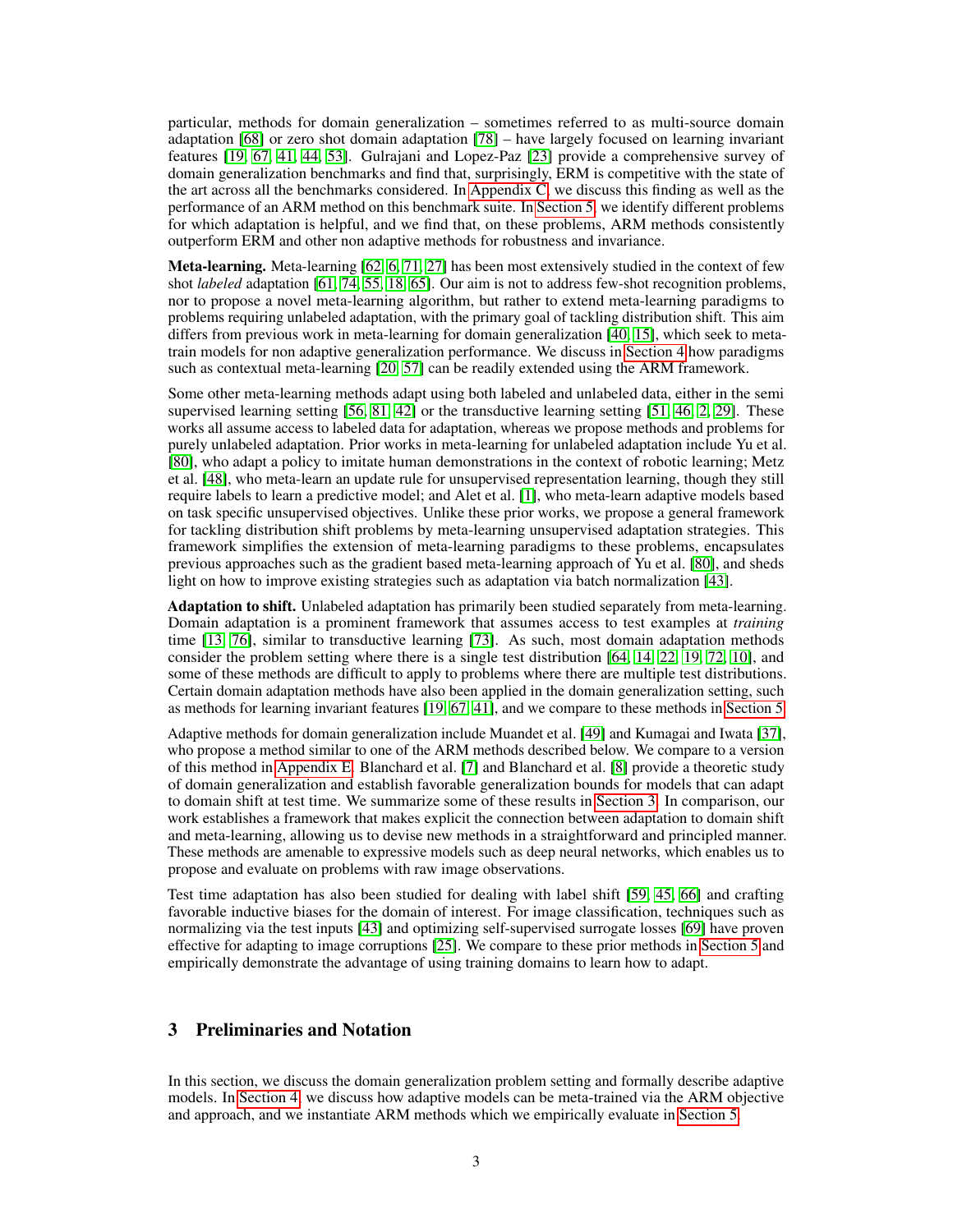particular, methods for domain generalization – sometimes referred to as multi-source domain adaptation [68] or zero shot domain adaptation [78] – have largely focused on learning invariant features [19, 67, 41, 44, 53]. Gulrajani and Lopez-Paz [23] provide a comprehensive survey of domain generalization benchmarks and find that, surprisingly, ERM is competitive with the state of the art across all the benchmarks considered. In Appendix C, we discuss this finding as well as the performance of an ARM method on this benchmark suite. In Section 5, we identify different problems for which adaptation is helpful, and we find that, on these problems, ARM methods consistently outperform ERM and other non adaptive methods for robustness and invariance.

**Meta-learning.** Meta-learning [62, 6, 71, 27] has been most extensively studied in the context of few shot *labeled* adaptation [61, 74, 55, 18, 65]. Our aim is not to address few-shot recognition problems, nor to propose a novel meta-learning algorithm, but rather to extend meta-learning paradigms to problems requiring unlabeled adaptation, with the primary goal of tackling distribution shift. This aim differs from previous work in meta-learning for domain generalization [40, 15], which seek to meta-train models for non adaptive generalization performance. We discuss in Section 4 how paradigms such as contextual meta-learning [20, 57] can be readily extended using the ARM framework.

Some other meta-learning methods adapt using both labeled and unlabeled data, either in the semi supervised learning setting [56, 81, 42] or the transductive learning setting [51, 46, 2, 29]. These works all assume access to labeled data for adaptation, whereas we propose methods and problems for purely unlabeled adaptation. Prior works in meta-learning for unlabeled adaptation include Yu et al. [80], who adapt a policy to imitate human demonstrations in the context of robotic learning; Metz et al. [48], who meta-learn an update rule for unsupervised representation learning, though they still require labels to learn a predictive model; and Alet et al. [1], who meta-learn adaptive models based on task specific unsupervised objectives. Unlike these prior works, we propose a general framework for tackling distribution shift problems by meta-learning unsupervised adaptation strategies. This framework simplifies the extension of meta-learning paradigms to these problems, encapsulates previous approaches such as the gradient based meta-learning approach of Yu et al. [80], and sheds light on how to improve existing strategies such as adaptation via batch normalization [43].

**Adaptation to shift.** Unlabeled adaptation has primarily been studied separately from meta-learning. Domain adaptation is a prominent framework that assumes access to test examples at *training* time [13, 76], similar to transductive learning [73]. As such, most domain adaptation methods consider the problem setting where there is a single test distribution [64, 14, 22, 19, 72, 10], and some of these methods are difficult to apply to problems where there are multiple test distributions. Certain domain adaptation methods have also been applied in the domain generalization setting, such as methods for learning invariant features [19, 67, 41], and we compare to these methods in Section 5.

Adaptive methods for domain generalization include Muandet et al. [49] and Kumagai and Iwata [37], who propose a method similar to one of the ARM methods described below. We compare to a version of this method in Appendix E. Blanchard et al. [7] and Blanchard et al. [8] provide a theoretic study of domain generalization and establish favorable generalization bounds for models that can adapt to domain shift at test time. We summarize some of these results in Section 3. In comparison, our work establishes a framework that makes explicit the connection between adaptation to domain shift and meta-learning, allowing us to devise new methods in a straightforward and principled manner. These methods are amenable to expressive models such as deep neural networks, which enables us to propose and evaluate on problems with raw image observations.

Test time adaptation has also been studied for dealing with label shift [59, 45, 66] and crafting favorable inductive biases for the domain of interest. For image classification, techniques such as normalizing via the test inputs [43] and optimizing self-supervised surrogate losses [69] have proven effective for adapting to image corruptions [25]. We compare to these prior methods in Section 5 and empirically demonstrate the advantage of using training domains to learn how to adapt.

## 3 Preliminaries and Notation

In this section, we discuss the domain generalization problem setting and formally describe adaptive models. In Section 4, we discuss how adaptive models can be meta-trained via the ARM objective and approach, and we instantiate ARM methods which we empirically evaluate in Section 5.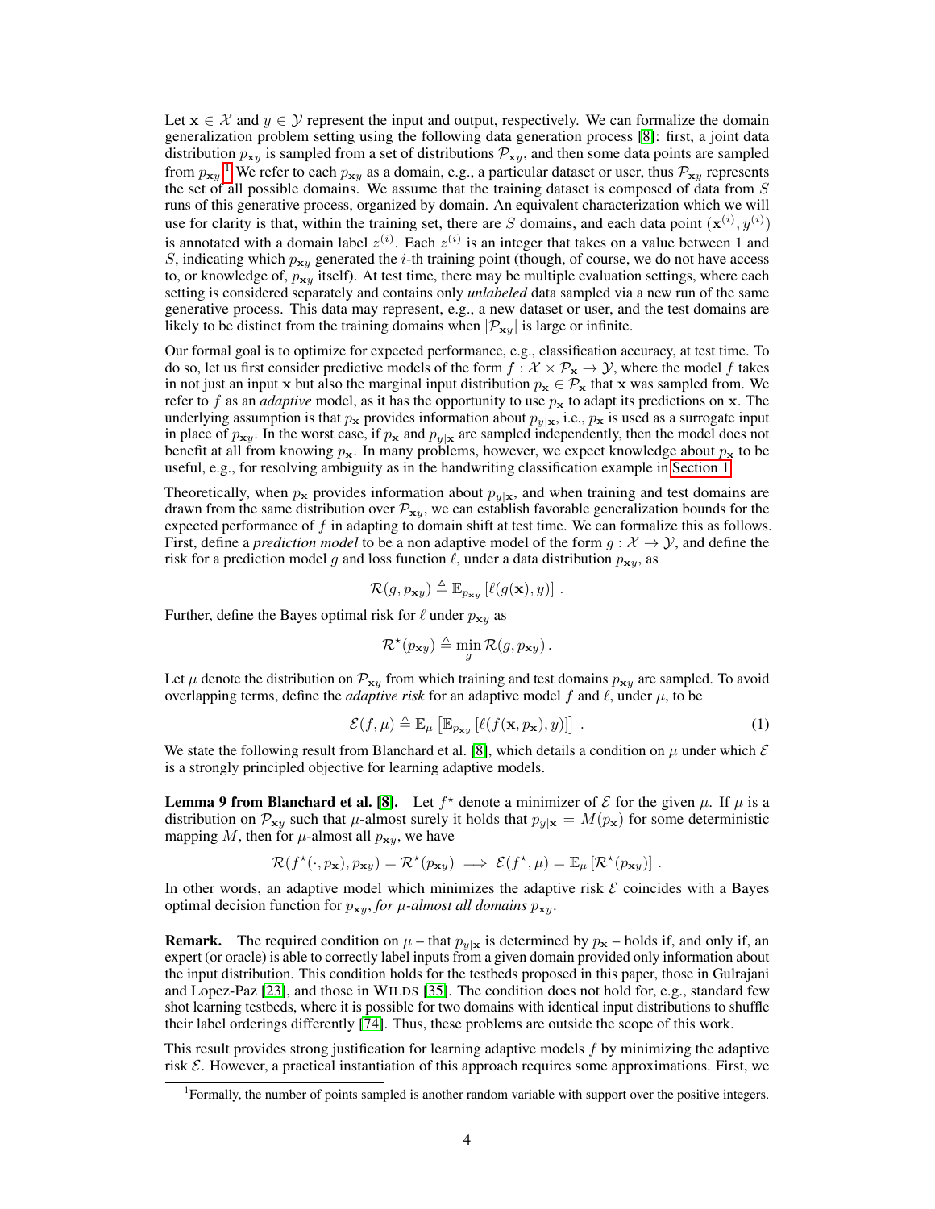Let $\mathbf{x} \in \mathcal{X}$ and $y \in \mathcal{Y}$ represent the input and output, respectively. We can formalize the domain generalization problem setting using the following data generation process [8]: first, a joint data distribution $p_{\mathbf{x}y}$ is sampled from a set of distributions $\mathcal{P}_{\mathbf{x}y}$, and then some data points are sampled from $p_{\mathbf{x}y}$.[1] We refer to each $p_{\mathbf{x}y}$ as a domain, e.g., a particular dataset or user, thus $\mathcal{P}_{\mathbf{x}y}$ represents the set of all possible domains. We assume that the training dataset is composed of data from $S$ runs of this generative process, organized by domain. An equivalent characterization which we will use for clarity is that, within the training set, there are $S$ domains, and each data point $(\mathbf{x}^{(i)}, y^{(i)})$ is annotated with a domain label $z^{(i)}$. Each $z^{(i)}$ is an integer that takes on a value between 1 and $S$, indicating which $p_{\mathbf{x}y}$ generated the $i$-th training point (though, of course, we do not have access to, or knowledge of, $p_{\mathbf{x}y}$ itself). At test time, there may be multiple evaluation settings, where each setting is considered separately and contains only *unlabeled* data sampled via a new run of the same generative process. This data may represent, e.g., a new dataset or user, and the test domains are likely to be distinct from the training domains when $|\mathcal{P}_{\mathbf{x}y}|$ is large or infinite.

Our formal goal is to optimize for expected performance, e.g., classification accuracy, at test time. To do so, let us first consider predictive models of the form $f : \mathcal{X} \times \mathcal{P}_{\mathbf{x}} \to \mathcal{Y}$, where the model $f$ takes in not just an input $\mathbf{x}$ but also the marginal input distribution $p_{\mathbf{x}} \in \mathcal{P}_{\mathbf{x}}$ that $\mathbf{x}$ was sampled from. We refer to $f$ as an *adaptive* model, as it has the opportunity to use $p_{\mathbf{x}}$ to adapt its predictions on $\mathbf{x}$. The underlying assumption is that $p_{\mathbf{x}}$ provides information about $p_{y|\mathbf{x}}$, i.e., $p_{\mathbf{x}}$ is used as a surrogate input in place of $p_{\mathbf{x}y}$. In the worst case, if $p_{\mathbf{x}}$ and $p_{y|\mathbf{x}}$ are sampled independently, then the model does not benefit at all from knowing $p_{\mathbf{x}}$. In many problems, however, we expect knowledge about $p_{\mathbf{x}}$ to be useful, e.g., for resolving ambiguity as in the handwriting classification example in Section 1.

Theoretically, when $p_{\mathbf{x}}$ provides information about $p_{y|\mathbf{x}}$, and when training and test domains are drawn from the same distribution over $\mathcal{P}_{\mathbf{x}y}$, we can establish favorable generalization bounds for the expected performance of $f$ in adapting to domain shift at test time. We can formalize this as follows. First, define a *prediction model* to be a non adaptive model of the form $g : \mathcal{X} \to \mathcal{Y}$, and define the risk for a prediction model $g$ and loss function $\ell$, under a data distribution $p_{\mathbf{x}y}$, as

$$\mathcal{R}(g, p_{\mathbf{x}y}) \triangleq \mathbb{E}_{p_{\mathbf{x}y}} \left[ \ell(g(\mathbf{x}), y) \right] .$$

Further, define the Bayes optimal risk for $\ell$ under $p_{\mathbf{x}y}$ as

$$\mathcal{R}^\star(p_{\mathbf{x}y}) \triangleq \min_g \mathcal{R}(g, p_{\mathbf{x}y}) .$$

Let $\mu$ denote the distribution on $\mathcal{P}_{\mathbf{x}y}$ from which training and test domains $p_{\mathbf{x}y}$ are sampled. To avoid overlapping terms, define the *adaptive risk* for an adaptive model $f$ and $\ell$, under $\mu$, to be

$$\mathcal{E}(f, \mu) \triangleq \mathbb{E}_\mu \left[ \mathbb{E}_{p_{\mathbf{x}y}} \left[ \ell(f(\mathbf{x}, p_{\mathbf{x}}), y) \right] \right] . \tag{1}$$

We state the following result from Blanchard et al. [8], which details a condition on $\mu$ under which $\mathcal{E}$ is a strongly principled objective for learning adaptive models.

**Lemma 9 from Blanchard et al. [8].** Let $f^\star$ denote a minimizer of $\mathcal{E}$ for the given $\mu$. If $\mu$ is a distribution on $\mathcal{P}_{\mathbf{x}y}$ such that $\mu$-almost surely it holds that $p_{y|\mathbf{x}} = M(p_{\mathbf{x}})$ for some deterministic mapping $M$, then for $\mu$-almost all $p_{\mathbf{x}y}$, we have

$$\mathcal{R}(f^\star(\cdot, p_{\mathbf{x}}), p_{\mathbf{x}y}) = \mathcal{R}^\star(p_{\mathbf{x}y}) \implies \mathcal{E}(f^\star, \mu) = \mathbb{E}_\mu \left[ \mathcal{R}^\star(p_{\mathbf{x}y}) \right] .$$

In other words, an adaptive model which minimizes the adaptive risk $\mathcal{E}$ coincides with a Bayes optimal decision function for $p_{\mathbf{x}y}$, *for $\mu$-almost all domains $p_{\mathbf{x}y}$*.

**Remark.** The required condition on $\mu$ – that $p_{y|\mathbf{x}}$ is determined by $p_{\mathbf{x}}$ – holds if, and only if, an expert (or oracle) is able to correctly label inputs from a given domain provided only information about the input distribution. This condition holds for the testbeds proposed in this paper, those in Gulrajani and Lopez-Paz [23], and those in WILDS [35]. The condition does not hold for, e.g., standard few shot learning testbeds, where it is possible for two domains with identical input distributions to shuffle their label orderings differently [74]. Thus, these problems are outside the scope of this work.

This result provides strong justification for learning adaptive models $f$ by minimizing the adaptive risk $\mathcal{E}$. However, a practical instantiation of this approach requires some approximations. First, we

[1] Formally, the number of points sampled is another random variable with support over the positive integers.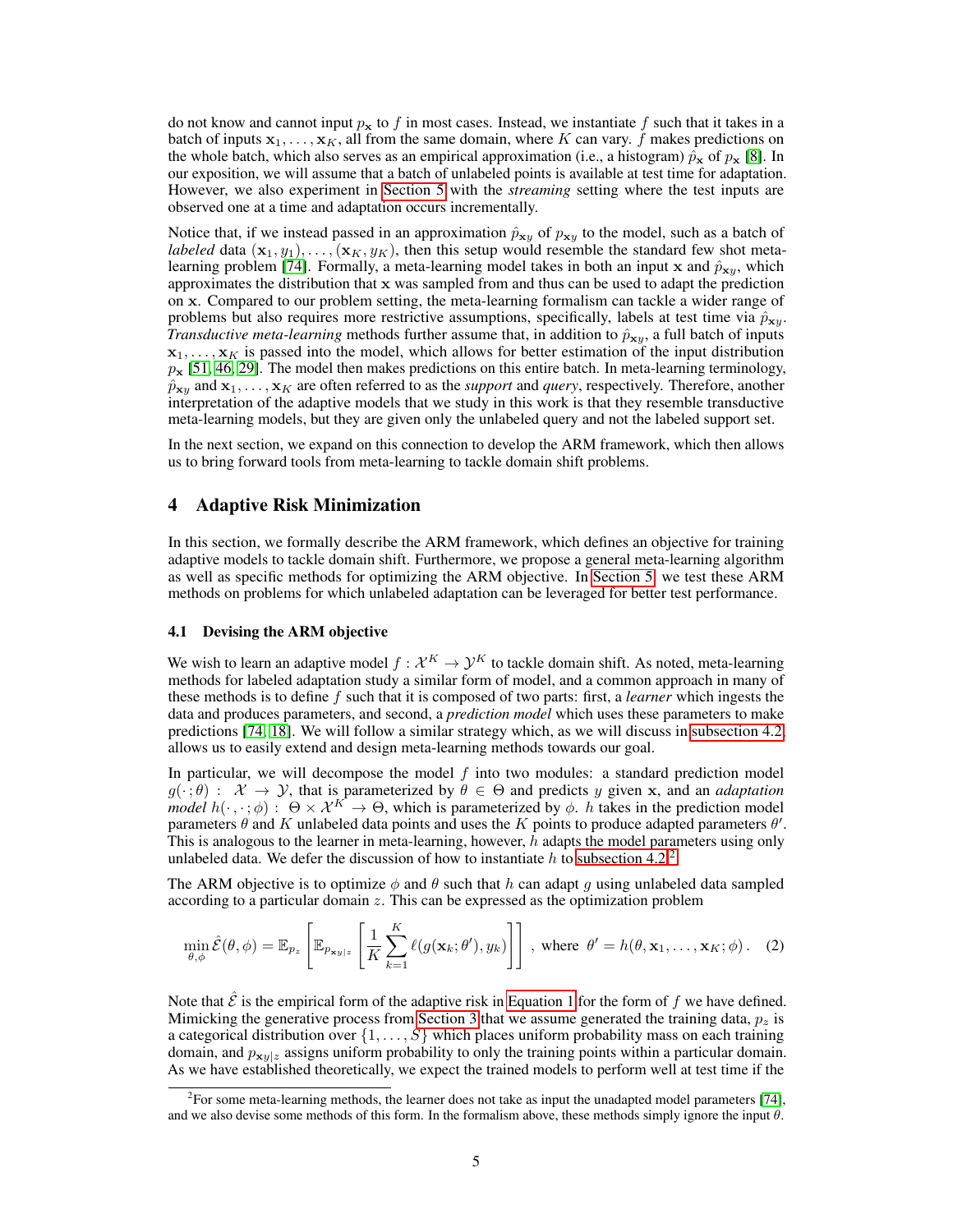do not know and cannot input $p_{\mathbf{x}}$ to $f$ in most cases. Instead, we instantiate $f$ such that it takes in a batch of inputs $\mathbf{x}_1, \ldots, \mathbf{x}_K$, all from the same domain, where $K$ can vary. $f$ makes predictions on the whole batch, which also serves as an empirical approximation (i.e., a histogram) $\hat{p}_{\mathbf{x}}$ of $p_{\mathbf{x}}$ [8]. In our exposition, we will assume that a batch of unlabeled points is available at test time for adaptation. However, we also experiment in Section 5 with the *streaming* setting where the test inputs are observed one at a time and adaptation occurs incrementally.

Notice that, if we instead passed in an approximation $\hat{p}_{\mathbf{x}y}$ of $p_{\mathbf{x}y}$ to the model, such as a batch of *labeled* data $(\mathbf{x}_1, y_1), \ldots, (\mathbf{x}_K, y_K)$, then this setup would resemble the standard few shot meta-learning problem [74]. Formally, a meta-learning model takes in both an input $\mathbf{x}$ and $\hat{p}_{\mathbf{x}y}$, which approximates the distribution that $\mathbf{x}$ was sampled from and thus can be used to adapt the prediction on $\mathbf{x}$. Compared to our problem setting, the meta-learning formalism can tackle a wider range of problems but also requires more restrictive assumptions, specifically, labels at test time via $\hat{p}_{\mathbf{x}y}$. *Transductive meta-learning* methods further assume that, in addition to $\hat{p}_{\mathbf{x}y}$, a full batch of inputs $\mathbf{x}_1, \ldots, \mathbf{x}_K$ is passed into the model, which allows for better estimation of the input distribution $p_{\mathbf{x}}$ [51, 46, 29]. The model then makes predictions on this entire batch. In meta-learning terminology, $\hat{p}_{\mathbf{x}y}$ and $\mathbf{x}_1, \ldots, \mathbf{x}_K$ are often referred to as the *support* and *query*, respectively. Therefore, another interpretation of the adaptive models that we study in this work is that they resemble transductive meta-learning models, but they are given only the unlabeled query and not the labeled support set.

In the next section, we expand on this connection to develop the ARM framework, which then allows us to bring forward tools from meta-learning to tackle domain shift problems.

## 4 Adaptive Risk Minimization

In this section, we formally describe the ARM framework, which defines an objective for training adaptive models to tackle domain shift. Furthermore, we propose a general meta-learning algorithm as well as specific methods for optimizing the ARM objective. In Section 5, we test these ARM methods on problems for which unlabeled adaptation can be leveraged for better test performance.

### 4.1 Devising the ARM objective

We wish to learn an adaptive model $f : \mathcal{X}^K \to \mathcal{Y}^K$ to tackle domain shift. As noted, meta-learning methods for labeled adaptation study a similar form of model, and a common approach in many of these methods is to define $f$ such that it is composed of two parts: first, a *learner* which ingests the data and produces parameters, and second, a *prediction model* which uses these parameters to make predictions [74, 18]. We will follow a similar strategy which, as we will discuss in subsection 4.2, allows us to easily extend and design meta-learning methods towards our goal.

In particular, we will decompose the model $f$ into two modules: a standard prediction model $g(\cdot; \theta) : \mathcal{X} \to \mathcal{Y}$, that is parameterized by $\theta \in \Theta$ and predicts $y$ given $\mathbf{x}$, and an *adaptation model* $h(\cdot, \cdot; \phi) : \Theta \times \mathcal{X}^K \to \Theta$, which is parameterized by $\phi$. $h$ takes in the prediction model parameters $\theta$ and $K$ unlabeled data points and uses the $K$ points to produce adapted parameters $\theta'$. This is analogous to the learner in meta-learning, however, $h$ adapts the model parameters using only unlabeled data. We defer the discussion of how to instantiate $h$ to subsection 4.2.[2]

The ARM objective is to optimize $\phi$ and $\theta$ such that $h$ can adapt $g$ using unlabeled data sampled according to a particular domain $z$. This can be expressed as the optimization problem

$$\min_{\theta,\phi} \hat{\mathcal{E}}(\theta, \phi) = \mathbb{E}_{p_z}\left[\mathbb{E}_{p_{\mathbf{x}y|z}}\left[\frac{1}{K}\sum_{k=1}^{K} \ell(g(\mathbf{x}_k; \theta'), y_k)\right]\right], \text{ where } \theta' = h(\theta, \mathbf{x}_1, \ldots, \mathbf{x}_K; \phi). \quad (2)$$

Note that $\hat{\mathcal{E}}$ is the empirical form of the adaptive risk in Equation 1 for the form of $f$ we have defined. Mimicking the generative process from Section 3 that we assume generated the training data, $p_z$ is a categorical distribution over $\{1, \ldots, S\}$ which places uniform probability mass on each training domain, and $p_{\mathbf{x}y|z}$ assigns uniform probability to only the training points within a particular domain. As we have established theoretically, we expect the trained models to perform well at test time if the

[2] For some meta-learning methods, the learner does not take as input the unadapted model parameters [74], and we also devise some methods of this form. In the formalism above, these methods simply ignore the input $\theta$.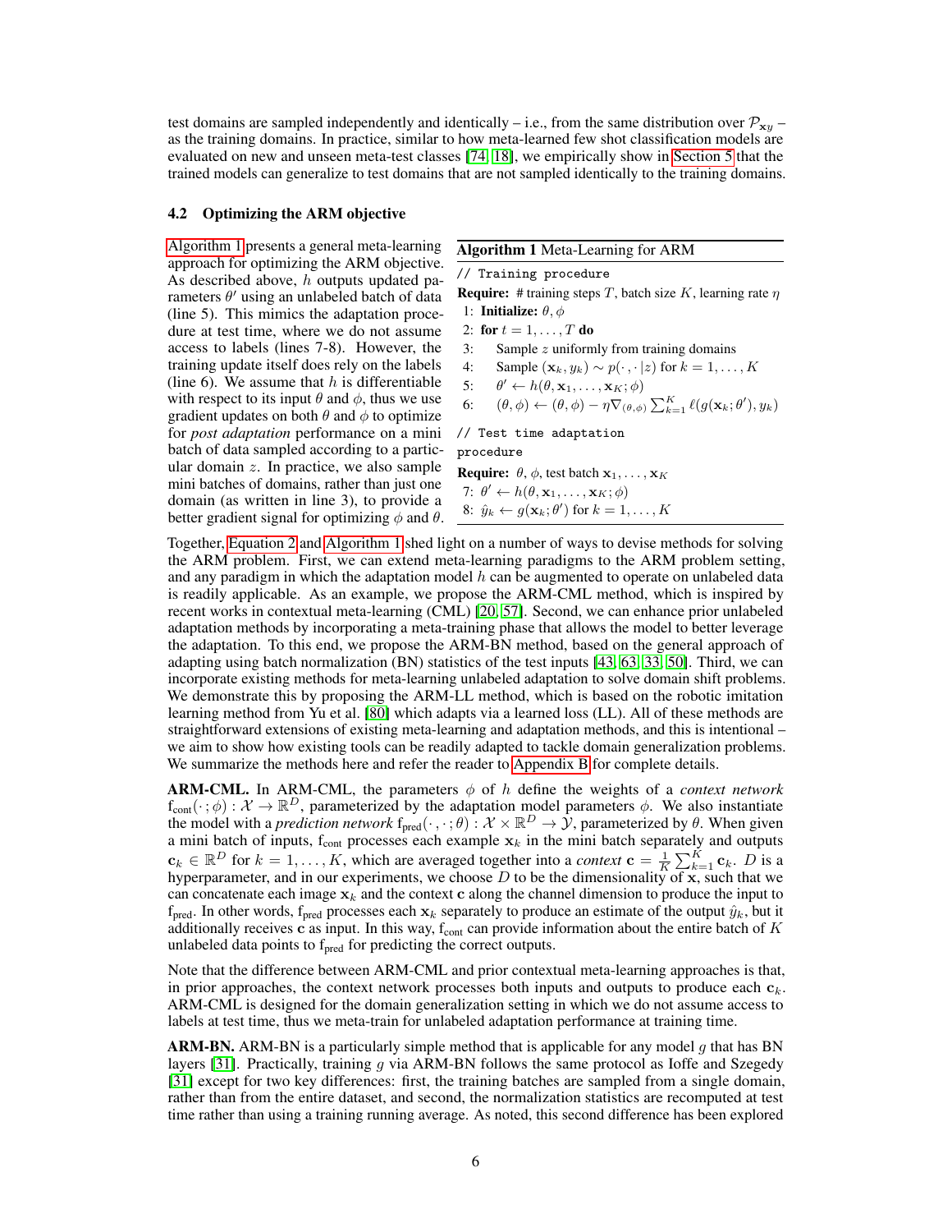test domains are sampled independently and identically – i.e., from the same distribution over $\mathcal{P}_{\mathbf{x}y}$ – as the training domains. In practice, similar to how meta-learned few shot classification models are evaluated on new and unseen meta-test classes [74, 18], we empirically show in Section 5 that the trained models can generalize to test domains that are not sampled identically to the training domains.

### 4.2 Optimizing the ARM objective

Algorithm 1 presents a general meta-learning approach for optimizing the ARM objective. As described above, $h$ outputs updated parameters $\theta'$ using an unlabeled batch of data (line 5). This mimics the adaptation procedure at test time, where we do not assume access to labels (lines 7-8). However, the training update itself does rely on the labels (line 6). We assume that $h$ is differentiable with respect to its input $\theta$ and $\phi$, thus we use gradient updates on both $\theta$ and $\phi$ to optimize for *post adaptation* performance on a mini batch of data sampled according to a particular domain $z$. In practice, we also sample mini batches of domains, rather than just one domain (as written in line 3), to provide a better gradient signal for optimizing $\phi$ and $\theta$.

**Algorithm 1** Meta-Learning for ARM

```
// Training procedure
```

**Require:** # training steps $T$, batch size $K$, learning rate $\eta$

1: **Initialize:** $\theta, \phi$
2: **for** $t = 1, \dots, T$ **do**
3: Sample $z$ uniformly from training domains
4: Sample $(\mathbf{x}_k, y_k) \sim p(\cdot, \cdot | z)$ for $k = 1, \dots, K$
5: $\theta' \leftarrow h(\theta, \mathbf{x}_1, \dots, \mathbf{x}_K; \phi)$
6: $(\theta, \phi) \leftarrow (\theta, \phi) - \eta \nabla_{(\theta,\phi)} \sum_{k=1}^{K} \ell(g(\mathbf{x}_k; \theta'), y_k)$

```
// Test time adaptation procedure
```

**Require:** $\theta$, $\phi$, test batch $\mathbf{x}_1, \dots, \mathbf{x}_K$

7: $\theta' \leftarrow h(\theta, \mathbf{x}_1, \dots, \mathbf{x}_K; \phi)$
8: $\hat{y}_k \leftarrow g(\mathbf{x}_k; \theta')$ for $k = 1, \dots, K$

Together, Equation 2 and Algorithm 1 shed light on a number of ways to devise methods for solving the ARM problem. First, we can extend meta-learning paradigms to the ARM problem setting, and any paradigm in which the adaptation model $h$ can be augmented to operate on unlabeled data is readily applicable. As an example, we propose the ARM-CML method, which is inspired by recent works in contextual meta-learning (CML) [20, 57]. Second, we can enhance prior unlabeled adaptation methods by incorporating a meta-training phase that allows the model to better leverage the adaptation. To this end, we propose the ARM-BN method, based on the general approach of adapting using batch normalization (BN) statistics of the test inputs [43, 63, 33, 50]. Third, we can incorporate existing methods for meta-learning unlabeled adaptation to solve domain shift problems. We demonstrate this by proposing the ARM-LL method, which is based on the robotic imitation learning method from Yu et al. [80] which adapts via a learned loss (LL). All of these methods are straightforward extensions of existing meta-learning and adaptation methods, and this is intentional – we aim to show how existing tools can be readily adapted to tackle domain generalization problems. We summarize the methods here and refer the reader to Appendix B for complete details.

**ARM-CML.** In ARM-CML, the parameters $\phi$ of $h$ define the weights of a *context network* $\mathrm{f}_{\text{cont}}(\cdot\,; \phi) : \mathcal{X} \to \mathbb{R}^D$, parameterized by the adaptation model parameters $\phi$. We also instantiate the model with a *prediction network* $\mathrm{f}_{\text{pred}}(\cdot, \cdot\,; \theta) : \mathcal{X} \times \mathbb{R}^D \to \mathcal{Y}$, parameterized by $\theta$. When given a mini batch of inputs, $\mathrm{f}_{\text{cont}}$ processes each example $\mathbf{x}_k$ in the mini batch separately and outputs $\mathbf{c}_k \in \mathbb{R}^D$ for $k = 1, \dots, K$, which are averaged together into a *context* $\mathbf{c} = \frac{1}{K} \sum_{k=1}^{K} \mathbf{c}_k$. $D$ is a hyperparameter, and in our experiments, we choose $D$ to be the dimensionality of $\mathbf{x}$, such that we can concatenate each image $\mathbf{x}_k$ and the context $\mathbf{c}$ along the channel dimension to produce the input to $\mathrm{f}_{\text{pred}}$. In other words, $\mathrm{f}_{\text{pred}}$ processes each $\mathbf{x}_k$ separately to produce an estimate of the output $\hat{y}_k$, but it additionally receives $\mathbf{c}$ as input. In this way, $\mathrm{f}_{\text{cont}}$ can provide information about the entire batch of $K$ unlabeled data points to $\mathrm{f}_{\text{pred}}$ for predicting the correct outputs.

Note that the difference between ARM-CML and prior contextual meta-learning approaches is that, in prior approaches, the context network processes both inputs and outputs to produce each $\mathbf{c}_k$. ARM-CML is designed for the domain generalization setting in which we do not assume access to labels at test time, thus we meta-train for unlabeled adaptation performance at training time.

**ARM-BN.** ARM-BN is a particularly simple method that is applicable for any model $g$ that has BN layers [31]. Practically, training $g$ via ARM-BN follows the same protocol as Ioffe and Szegedy [31] except for two key differences: first, the training batches are sampled from a single domain, rather than from the entire dataset, and second, the normalization statistics are recomputed at test time rather than using a training running average. As noted, this second difference has been explored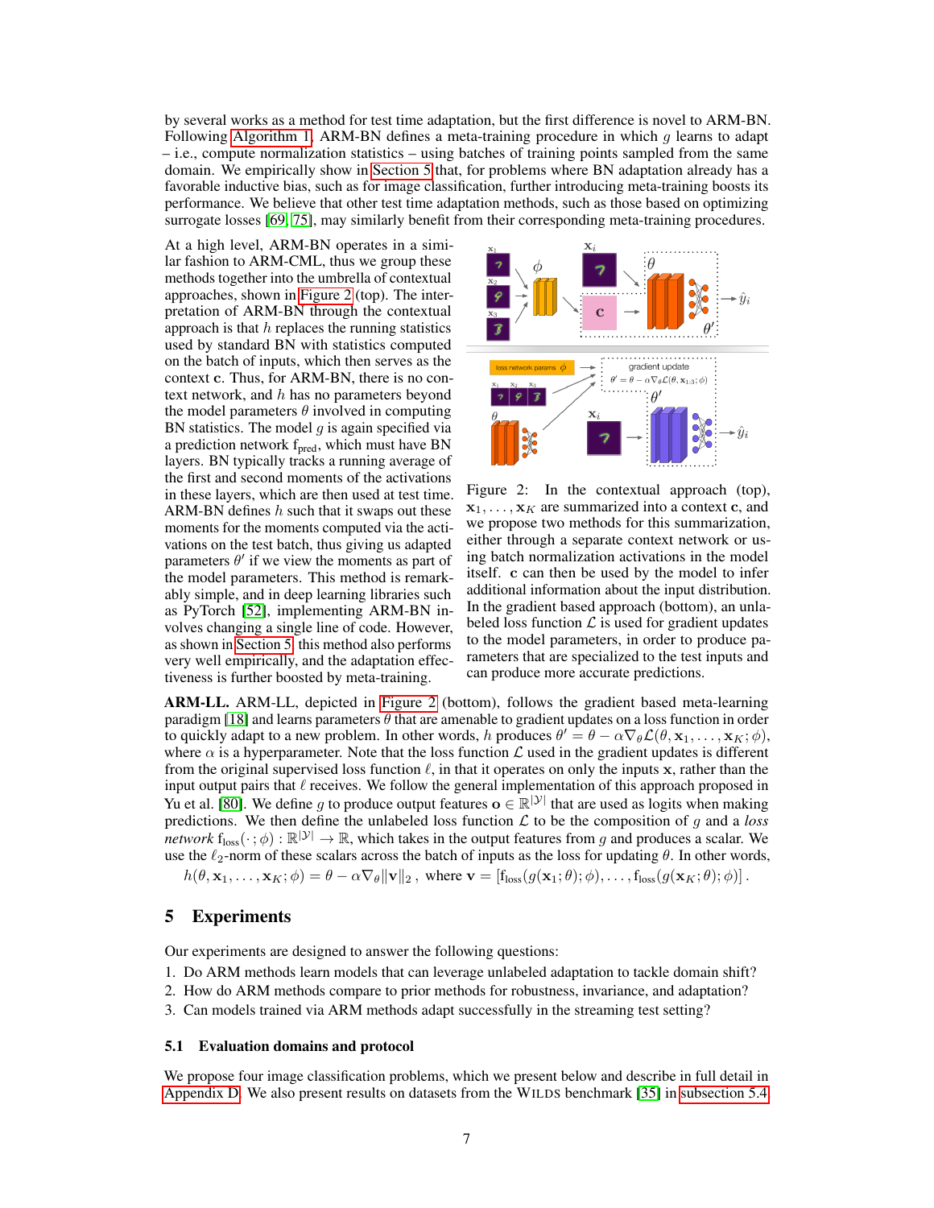by several works as a method for test time adaptation, but the first difference is novel to ARM-BN. Following Algorithm 1, ARM-BN defines a meta-training procedure in which $g$ learns to adapt – i.e., compute normalization statistics – using batches of training points sampled from the same domain. We empirically show in Section 5 that, for problems where BN adaptation already has a favorable inductive bias, such as for image classification, further introducing meta-training boosts its performance. We believe that other test time adaptation methods, such as those based on optimizing surrogate losses [69, 75], may similarly benefit from their corresponding meta-training procedures.

At a high level, ARM-BN operates in a similar fashion to ARM-CML, thus we group these methods together into the umbrella of contextual approaches, shown in Figure 2 (top). The interpretation of ARM-BN through the contextual approach is that $h$ replaces the running statistics used by standard BN with statistics computed on the batch of inputs, which then serves as the context $\mathbf{c}$. Thus, for ARM-BN, there is no context network, and $h$ has no parameters beyond the model parameters $\theta$ involved in computing BN statistics. The model $g$ is again specified via a prediction network $f_{\text{pred}}$, which must have BN layers. BN typically tracks a running average of the first and second moments of the activations in these layers, which are then used at test time. ARM-BN defines $h$ such that it swaps out these moments for the moments computed via the activations on the test batch, thus giving us adapted parameters $\theta'$ if we view the moments as part of the model parameters. This method is remarkably simple, and in deep learning libraries such as PyTorch [52], implementing ARM-BN involves changing a single line of code. However, as shown in Section 5, this method also performs very well empirically, and the adaptation effectiveness is further boosted by meta-training.

Figure 2: In the contextual approach (top), $\mathbf{x}_1, \ldots, \mathbf{x}_K$ are summarized into a context $\mathbf{c}$, and we propose two methods for this summarization, either through a separate context network or using batch normalization activations in the model itself. $\mathbf{c}$ can then be used by the model to infer additional information about the input distribution. In the gradient based approach (bottom), an unlabeled loss function $\mathcal{L}$ is used for gradient updates to the model parameters, in order to produce parameters that are specialized to the test inputs and can produce more accurate predictions.

**ARM-LL.** ARM-LL, depicted in Figure 2 (bottom), follows the gradient based meta-learning paradigm [18] and learns parameters $\theta$ that are amenable to gradient updates on a loss function in order to quickly adapt to a new problem. In other words, $h$ produces $\theta' = \theta - \alpha \nabla_\theta \mathcal{L}(\theta, \mathbf{x}_1, \ldots, \mathbf{x}_K; \phi)$, where $\alpha$ is a hyperparameter. Note that the loss function $\mathcal{L}$ used in the gradient updates is different from the original supervised loss function $\ell$, in that it operates on only the inputs $\mathbf{x}$, rather than the input output pairs that $\ell$ receives. We follow the general implementation of this approach proposed in Yu et al. [80]. We define $g$ to produce output features $\mathbf{o} \in \mathbb{R}^{|\mathcal{Y}|}$ that are used as logits when making predictions. We then define the unlabeled loss function $\mathcal{L}$ to be the composition of $g$ and a *loss network* $f_{\text{loss}}(\cdot\,; \phi) : \mathbb{R}^{|\mathcal{Y}|} \to \mathbb{R}$, which takes in the output features from $g$ and produces a scalar. We use the $\ell_2$-norm of these scalars across the batch of inputs as the loss for updating $\theta$. In other words,

$$h(\theta, \mathbf{x}_1, \ldots, \mathbf{x}_K; \phi) = \theta - \alpha \nabla_\theta \|\mathbf{v}\|_2 \,, \text{ where } \mathbf{v} = [f_{\text{loss}}(g(\mathbf{x}_1; \theta); \phi), \ldots, f_{\text{loss}}(g(\mathbf{x}_K; \theta); \phi)] \,.$$

## 5 Experiments

Our experiments are designed to answer the following questions:

1. Do ARM methods learn models that can leverage unlabeled adaptation to tackle domain shift?
2. How do ARM methods compare to prior methods for robustness, invariance, and adaptation?
3. Can models trained via ARM methods adapt successfully in the streaming test setting?

### 5.1 Evaluation domains and protocol

We propose four image classification problems, which we present below and describe in full detail in Appendix D. We also present results on datasets from the WILDS benchmark [35] in subsection 5.4.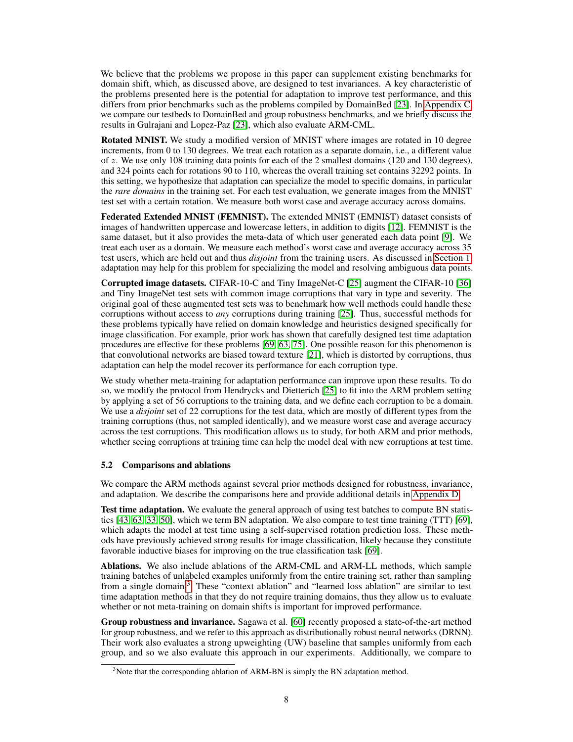We believe that the problems we propose in this paper can supplement existing benchmarks for domain shift, which, as discussed above, are designed to test invariances. A key characteristic of the problems presented here is the potential for adaptation to improve test performance, and this differs from prior benchmarks such as the problems compiled by DomainBed [23]. In Appendix C, we compare our testbeds to DomainBed and group robustness benchmarks, and we briefly discuss the results in Gulrajani and Lopez-Paz [23], which also evaluate ARM-CML.

**Rotated MNIST.** We study a modified version of MNIST where images are rotated in 10 degree increments, from 0 to 130 degrees. We treat each rotation as a separate domain, i.e., a different value of $z$. We use only 108 training data points for each of the 2 smallest domains (120 and 130 degrees), and 324 points each for rotations 90 to 110, whereas the overall training set contains 32292 points. In this setting, we hypothesize that adaptation can specialize the model to specific domains, in particular the *rare domains* in the training set. For each test evaluation, we generate images from the MNIST test set with a certain rotation. We measure both worst case and average accuracy across domains.

**Federated Extended MNIST (FEMNIST).** The extended MNIST (EMNIST) dataset consists of images of handwritten uppercase and lowercase letters, in addition to digits [12]. FEMNIST is the same dataset, but it also provides the meta-data of which user generated each data point [9]. We treat each user as a domain. We measure each method's worst case and average accuracy across 35 test users, which are held out and thus *disjoint* from the training users. As discussed in Section 1, adaptation may help for this problem for specializing the model and resolving ambiguous data points.

**Corrupted image datasets.** CIFAR-10-C and Tiny ImageNet-C [25] augment the CIFAR-10 [36] and Tiny ImageNet test sets with common image corruptions that vary in type and severity. The original goal of these augmented test sets was to benchmark how well methods could handle these corruptions without access to *any* corruptions during training [25]. Thus, successful methods for these problems typically have relied on domain knowledge and heuristics designed specifically for image classification. For example, prior work has shown that carefully designed test time adaptation procedures are effective for these problems [69, 63, 75]. One possible reason for this phenomenon is that convolutional networks are biased toward texture [21], which is distorted by corruptions, thus adaptation can help the model recover its performance for each corruption type.

We study whether meta-training for adaptation performance can improve upon these results. To do so, we modify the protocol from Hendrycks and Dietterich [25] to fit into the ARM problem setting by applying a set of 56 corruptions to the training data, and we define each corruption to be a domain. We use a *disjoint* set of 22 corruptions for the test data, which are mostly of different types from the training corruptions (thus, not sampled identically), and we measure worst case and average accuracy across the test corruptions. This modification allows us to study, for both ARM and prior methods, whether seeing corruptions at training time can help the model deal with new corruptions at test time.

### 5.2 Comparisons and ablations

We compare the ARM methods against several prior methods designed for robustness, invariance, and adaptation. We describe the comparisons here and provide additional details in Appendix D.

**Test time adaptation.** We evaluate the general approach of using test batches to compute BN statistics [43, 63, 33, 50], which we term BN adaptation. We also compare to test time training (TTT) [69], which adapts the model at test time using a self-supervised rotation prediction loss. These methods have previously achieved strong results for image classification, likely because they constitute favorable inductive biases for improving on the true classification task [69].

**Ablations.** We also include ablations of the ARM-CML and ARM-LL methods, which sample training batches of unlabeled examples uniformly from the entire training set, rather than sampling from a single domain.[3] These "context ablation" and "learned loss ablation" are similar to test time adaptation methods in that they do not require training domains, thus they allow us to evaluate whether or not meta-training on domain shifts is important for improved performance.

**Group robustness and invariance.** Sagawa et al. [60] recently proposed a state-of-the-art method for group robustness, and we refer to this approach as distributionally robust neural networks (DRNN). Their work also evaluates a strong upweighting (UW) baseline that samples uniformly from each group, and so we also evaluate this approach in our experiments. Additionally, we compare to

[3] Note that the corresponding ablation of ARM-BN is simply the BN adaptation method.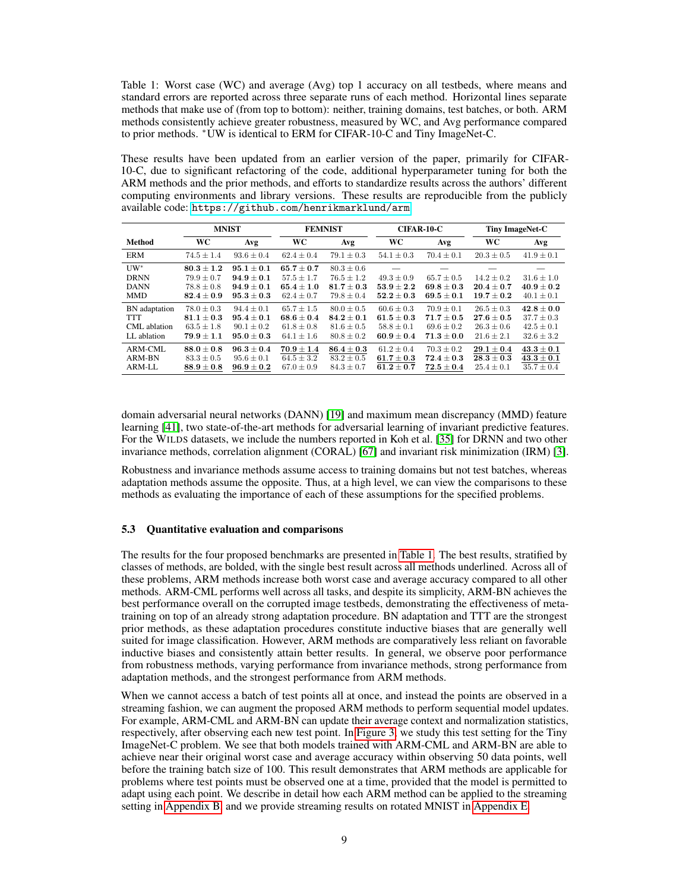Table 1: Worst case (WC) and average (Avg) top 1 accuracy on all testbeds, where means and standard errors are reported across three separate runs of each method. Horizontal lines separate methods that make use of (from top to bottom): neither, training domains, test batches, or both. ARM methods consistently achieve greater robustness, measured by WC, and Avg performance compared to prior methods. *UW is identical to ERM for CIFAR-10-C and Tiny ImageNet-C.

These results have been updated from an earlier version of the paper, primarily for CIFAR-10-C, due to significant refactoring of the code, additional hyperparameter tuning for both the ARM methods and the prior methods, and efforts to standardize results across the authors' different computing environments and library versions. These results are reproducible from the publicly available code: https://github.com/henrikmarklund/arm

| | **MNIST** | | **FEMNIST** | | **CIFAR-10-C** | | **Tiny ImageNet-C** | |
|---|---|---|---|---|---|---|---|---|
| **Method** | **WC** | **Avg** | **WC** | **Avg** | **WC** | **Avg** | **WC** | **Avg** |
| ERM | $74.5 \pm 1.4$ | $93.6 \pm 0.4$ | $62.4 \pm 0.4$ | $79.1 \pm 0.3$ | $54.1 \pm 0.3$ | $70.4 \pm 0.1$ | $20.3 \pm 0.5$ | $41.9 \pm 0.1$ |
| UW* | $\mathbf{80.3 \pm 1.2}$ | $\mathbf{95.1 \pm 0.1}$ | $\mathbf{65.7 \pm 0.7}$ | $80.3 \pm 0.6$ | — | — | — | — |
| DRNN | $79.9 \pm 0.7$ | $\mathbf{94.9 \pm 0.1}$ | $57.5 \pm 1.7$ | $76.5 \pm 1.2$ | $49.3 \pm 0.9$ | $65.7 \pm 0.5$ | $14.2 \pm 0.2$ | $31.6 \pm 1.0$ |
| DANN | $78.8 \pm 0.8$ | $\mathbf{94.9 \pm 0.1}$ | $\mathbf{65.4 \pm 1.0}$ | $\mathbf{81.7 \pm 0.3}$ | $\mathbf{53.9 \pm 2.2}$ | $\mathbf{69.8 \pm 0.3}$ | $\mathbf{20.4 \pm 0.7}$ | $\mathbf{40.9 \pm 0.2}$ |
| MMD | $\mathbf{82.4 \pm 0.9}$ | $\mathbf{95.3 \pm 0.3}$ | $62.4 \pm 0.7$ | $79.8 \pm 0.4$ | $\mathbf{52.2 \pm 0.3}$ | $\mathbf{69.5 \pm 0.1}$ | $\mathbf{19.7 \pm 0.2}$ | $40.1 \pm 0.1$ |
| BN adaptation | $78.0 \pm 0.3$ | $94.4 \pm 0.1$ | $65.7 \pm 1.5$ | $80.0 \pm 0.5$ | $60.6 \pm 0.3$ | $70.9 \pm 0.1$ | $26.5 \pm 0.3$ | $\mathbf{42.8 \pm 0.0}$ |
| TTT | $\mathbf{81.1 \pm 0.3}$ | $\mathbf{95.4 \pm 0.1}$ | $\mathbf{68.6 \pm 0.4}$ | $\mathbf{84.2 \pm 0.1}$ | $\mathbf{61.5 \pm 0.3}$ | $\mathbf{71.7 \pm 0.5}$ | $\mathbf{27.6 \pm 0.5}$ | $37.7 \pm 0.3$ |
| CML ablation | $63.5 \pm 1.8$ | $90.1 \pm 0.2$ | $61.8 \pm 0.8$ | $81.6 \pm 0.5$ | $58.8 \pm 0.1$ | $69.6 \pm 0.2$ | $26.3 \pm 0.6$ | $42.5 \pm 0.1$ |
| LL ablation | $\mathbf{79.9 \pm 1.1}$ | $\mathbf{95.0 \pm 0.3}$ | $64.1 \pm 1.6$ | $80.8 \pm 0.2$ | $\mathbf{60.9 \pm 0.4}$ | $\mathbf{71.3 \pm 0.0}$ | $21.6 \pm 2.1$ | $32.6 \pm 3.2$ |
| ARM-CML | $\mathbf{88.0 \pm 0.8}$ | $\mathbf{96.3 \pm 0.4}$ | $\underline{\mathbf{70.9 \pm 1.4}}$ | $\underline{\mathbf{86.4 \pm 0.3}}$ | $61.2 \pm 0.4$ | $70.3 \pm 0.2$ | $\underline{\mathbf{29.1 \pm 0.4}}$ | $\underline{\mathbf{43.3 \pm 0.1}}$ |
| ARM-BN | $83.3 \pm 0.5$ | $95.6 \pm 0.1$ | $64.5 \pm 3.2$ | $83.2 \pm 0.5$ | $\underline{\mathbf{61.7 \pm 0.3}}$ | $\mathbf{72.4 \pm 0.3}$ | $\mathbf{28.3 \pm 0.3}$ | $\underline{\mathbf{43.3 \pm 0.1}}$ |
| ARM-LL | $\underline{\mathbf{88.9 \pm 0.8}}$ | $\underline{\mathbf{96.9 \pm 0.2}}$ | $67.0 \pm 0.9$ | $84.3 \pm 0.7$ | $\mathbf{61.2 \pm 0.7}$ | $\underline{\mathbf{72.5 \pm 0.4}}$ | $25.4 \pm 0.1$ | $35.7 \pm 0.4$ |

domain adversarial neural networks (DANN) [19] and maximum mean discrepancy (MMD) feature learning [41], two state-of-the-art methods for adversarial learning of invariant predictive features. For the WILDS datasets, we include the numbers reported in Koh et al. [35] for DRNN and two other invariance methods, correlation alignment (CORAL) [67] and invariant risk minimization (IRM) [3].

Robustness and invariance methods assume access to training domains but not test batches, whereas adaptation methods assume the opposite. Thus, at a high level, we can view the comparisons to these methods as evaluating the importance of each of these assumptions for the specified problems.

### 5.3 Quantitative evaluation and comparisons

The results for the four proposed benchmarks are presented in Table 1. The best results, stratified by classes of methods, are bolded, with the single best result across all methods underlined. Across all of these problems, ARM methods increase both worst case and average accuracy compared to all other methods. ARM-CML performs well across all tasks, and despite its simplicity, ARM-BN achieves the best performance overall on the corrupted image testbeds, demonstrating the effectiveness of meta-training on top of an already strong adaptation procedure. BN adaptation and TTT are the strongest prior methods, as these adaptation procedures constitute inductive biases that are generally well suited for image classification. However, ARM methods are comparatively less reliant on favorable inductive biases and consistently attain better results. In general, we observe poor performance from robustness methods, varying performance from invariance methods, strong performance from adaptation methods, and the strongest performance from ARM methods.

When we cannot access a batch of test points all at once, and instead the points are observed in a streaming fashion, we can augment the proposed ARM methods to perform sequential model updates. For example, ARM-CML and ARM-BN can update their average context and normalization statistics, respectively, after observing each new test point. In Figure 3, we study this test setting for the Tiny ImageNet-C problem. We see that both models trained with ARM-CML and ARM-BN are able to achieve near their original worst case and average accuracy within observing 50 data points, well before the training batch size of 100. This result demonstrates that ARM methods are applicable for problems where test points must be observed one at a time, provided that the model is permitted to adapt using each point. We describe in detail how each ARM method can be applied to the streaming setting in Appendix B, and we provide streaming results on rotated MNIST in Appendix E.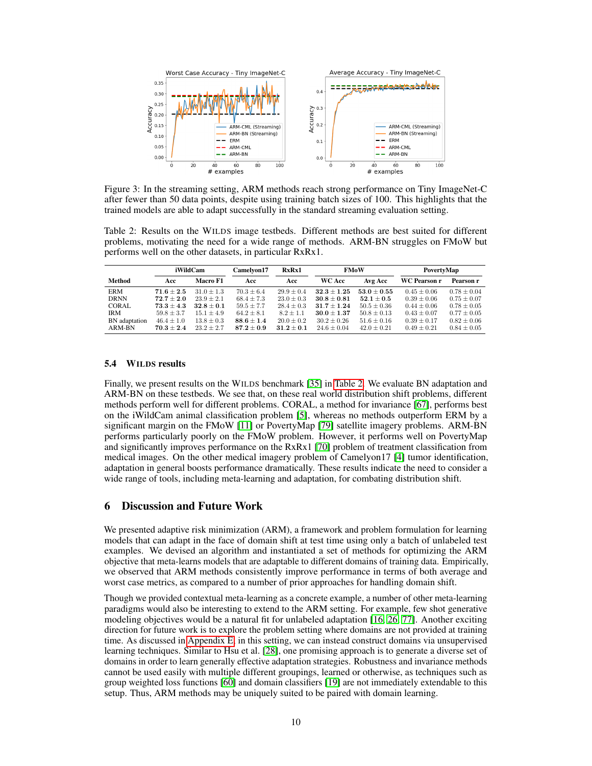Figure 3: In the streaming setting, ARM methods reach strong performance on Tiny ImageNet-C after fewer than 50 data points, despite using training batch sizes of 100. This highlights that the trained models are able to adapt successfully in the standard streaming evaluation setting.

Table 2: Results on the WILDS image testbeds. Different methods are best suited for different problems, motivating the need for a wide range of methods. ARM-BN struggles on FMoW but performs well on the other datasets, in particular RxRx1.

| Method | iWildCam | | Camelyon17 | RxRx1 | FMoW | | PovertyMap | |
|---|---|---|---|---|---|---|---|---|
| | Acc | Macro F1 | Acc | Acc | WC Acc | Avg Acc | WC Pearson r | Pearson r |
| ERM | $\mathbf{71.6 \pm 2.5}$ | $31.0 \pm 1.3$ | $70.3 \pm 6.4$ | $29.9 \pm 0.4$ | $\mathbf{32.3 \pm 1.25}$ | $\mathbf{53.0 \pm 0.55}$ | $0.45 \pm 0.06$ | $0.78 \pm 0.04$ |
| DRNN | $\mathbf{72.7 \pm 2.0}$ | $23.9 \pm 2.1$ | $68.4 \pm 7.3$ | $23.0 \pm 0.3$ | $\mathbf{30.8 \pm 0.81}$ | $\mathbf{52.1 \pm 0.5}$ | $0.39 \pm 0.06$ | $0.75 \pm 0.07$ |
| CORAL | $\mathbf{73.3 \pm 4.3}$ | $\mathbf{32.8 \pm 0.1}$ | $59.5 \pm 7.7$ | $28.4 \pm 0.3$ | $\mathbf{31.7 \pm 1.24}$ | $50.5 \pm 0.36$ | $0.44 \pm 0.06$ | $0.78 \pm 0.05$ |
| IRM | $59.8 \pm 3.7$ | $15.1 \pm 4.9$ | $64.2 \pm 8.1$ | $8.2 \pm 1.1$ | $\mathbf{30.0 \pm 1.37}$ | $50.8 \pm 0.13$ | $0.43 \pm 0.07$ | $0.77 \pm 0.05$ |
| BN adaptation | $46.4 \pm 1.0$ | $13.8 \pm 0.3$ | $\mathbf{88.6 \pm 1.4}$ | $20.0 \pm 0.2$ | $30.2 \pm 0.26$ | $51.6 \pm 0.16$ | $0.39 \pm 0.17$ | $0.82 \pm 0.06$ |
| ARM-BN | $\mathbf{70.3 \pm 2.4}$ | $23.2 \pm 2.7$ | $\mathbf{87.2 \pm 0.9}$ | $\mathbf{31.2 \pm 0.1}$ | $24.6 \pm 0.04$ | $42.0 \pm 0.21$ | $0.49 \pm 0.21$ | $0.84 \pm 0.05$ |

### 5.4 WILDS results

Finally, we present results on the WILDS benchmark [35] in Table 2. We evaluate BN adaptation and ARM-BN on these testbeds. We see that, on these real world distribution shift problems, different methods perform well for different problems. CORAL, a method for invariance [67], performs best on the iWildCam animal classification problem [5], whereas no methods outperform ERM by a significant margin on the FMoW [11] or PovertyMap [79] satellite imagery problems. ARM-BN performs particularly poorly on the FMoW problem. However, it performs well on PovertyMap and significantly improves performance on the RxRx1 [70] problem of treatment classification from medical images. On the other medical imagery problem of Camelyon17 [4] tumor identification, adaptation in general boosts performance dramatically. These results indicate the need to consider a wide range of tools, including meta-learning and adaptation, for combating distribution shift.

## 6 Discussion and Future Work

We presented adaptive risk minimization (ARM), a framework and problem formulation for learning models that can adapt in the face of domain shift at test time using only a batch of unlabeled test examples. We devised an algorithm and instantiated a set of methods for optimizing the ARM objective that meta-learns models that are adaptable to different domains of training data. Empirically, we observed that ARM methods consistently improve performance in terms of both average and worst case metrics, as compared to a number of prior approaches for handling domain shift.

Though we provided contextual meta-learning as a concrete example, a number of other meta-learning paradigms would also be interesting to extend to the ARM setting. For example, few shot generative modeling objectives would be a natural fit for unlabeled adaptation [16, 26, 77]. Another exciting direction for future work is to explore the problem setting where domains are not provided at training time. As discussed in Appendix E, in this setting, we can instead construct domains via unsupervised learning techniques. Similar to Hsu et al. [28], one promising approach is to generate a diverse set of domains in order to learn generally effective adaptation strategies. Robustness and invariance methods cannot be used easily with multiple different groupings, learned or otherwise, as techniques such as group weighted loss functions [60] and domain classifiers [19] are not immediately extendable to this setup. Thus, ARM methods may be uniquely suited to be paired with domain learning.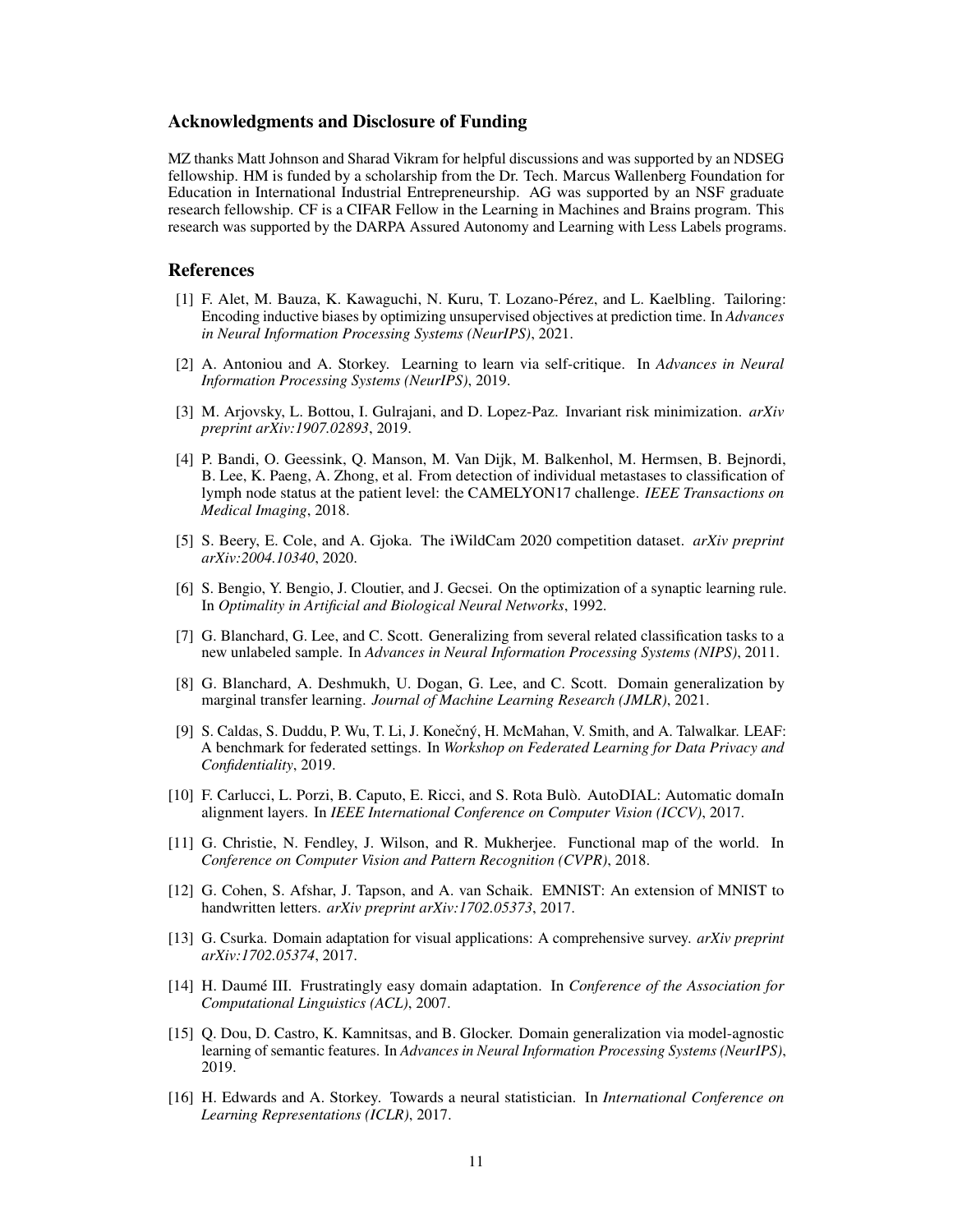## Acknowledgments and Disclosure of Funding

MZ thanks Matt Johnson and Sharad Vikram for helpful discussions and was supported by an NDSEG fellowship. HM is funded by a scholarship from the Dr. Tech. Marcus Wallenberg Foundation for Education in International Industrial Entrepreneurship. AG was supported by an NSF graduate research fellowship. CF is a CIFAR Fellow in the Learning in Machines and Brains program. This research was supported by the DARPA Assured Autonomy and Learning with Less Labels programs.

## References

[1] F. Alet, M. Bauza, K. Kawaguchi, N. Kuru, T. Lozano-Pérez, and L. Kaelbling. Tailoring: Encoding inductive biases by optimizing unsupervised objectives at prediction time. In *Advances in Neural Information Processing Systems (NeurIPS)*, 2021.

[2] A. Antoniou and A. Storkey. Learning to learn via self-critique. In *Advances in Neural Information Processing Systems (NeurIPS)*, 2019.

[3] M. Arjovsky, L. Bottou, I. Gulrajani, and D. Lopez-Paz. Invariant risk minimization. *arXiv preprint arXiv:1907.02893*, 2019.

[4] P. Bandi, O. Geessink, Q. Manson, M. Van Dijk, M. Balkenhol, M. Hermsen, B. Bejnordi, B. Lee, K. Paeng, A. Zhong, et al. From detection of individual metastases to classification of lymph node status at the patient level: the CAMELYON17 challenge. *IEEE Transactions on Medical Imaging*, 2018.

[5] S. Beery, E. Cole, and A. Gjoka. The iWildCam 2020 competition dataset. *arXiv preprint arXiv:2004.10340*, 2020.

[6] S. Bengio, Y. Bengio, J. Cloutier, and J. Gecsei. On the optimization of a synaptic learning rule. In *Optimality in Artificial and Biological Neural Networks*, 1992.

[7] G. Blanchard, G. Lee, and C. Scott. Generalizing from several related classification tasks to a new unlabeled sample. In *Advances in Neural Information Processing Systems (NIPS)*, 2011.

[8] G. Blanchard, A. Deshmukh, U. Dogan, G. Lee, and C. Scott. Domain generalization by marginal transfer learning. *Journal of Machine Learning Research (JMLR)*, 2021.

[9] S. Caldas, S. Duddu, P. Wu, T. Li, J. Konečný, H. McMahan, V. Smith, and A. Talwalkar. LEAF: A benchmark for federated settings. In *Workshop on Federated Learning for Data Privacy and Confidentiality*, 2019.

[10] F. Carlucci, L. Porzi, B. Caputo, E. Ricci, and S. Rota Bulò. AutoDIAL: Automatic domaIn alignment layers. In *IEEE International Conference on Computer Vision (ICCV)*, 2017.

[11] G. Christie, N. Fendley, J. Wilson, and R. Mukherjee. Functional map of the world. In *Conference on Computer Vision and Pattern Recognition (CVPR)*, 2018.

[12] G. Cohen, S. Afshar, J. Tapson, and A. van Schaik. EMNIST: An extension of MNIST to handwritten letters. *arXiv preprint arXiv:1702.05373*, 2017.

[13] G. Csurka. Domain adaptation for visual applications: A comprehensive survey. *arXiv preprint arXiv:1702.05374*, 2017.

[14] H. Daumé III. Frustratingly easy domain adaptation. In *Conference of the Association for Computational Linguistics (ACL)*, 2007.

[15] Q. Dou, D. Castro, K. Kamnitsas, and B. Glocker. Domain generalization via model-agnostic learning of semantic features. In *Advances in Neural Information Processing Systems (NeurIPS)*, 2019.

[16] H. Edwards and A. Storkey. Towards a neural statistician. In *International Conference on Learning Representations (ICLR)*, 2017.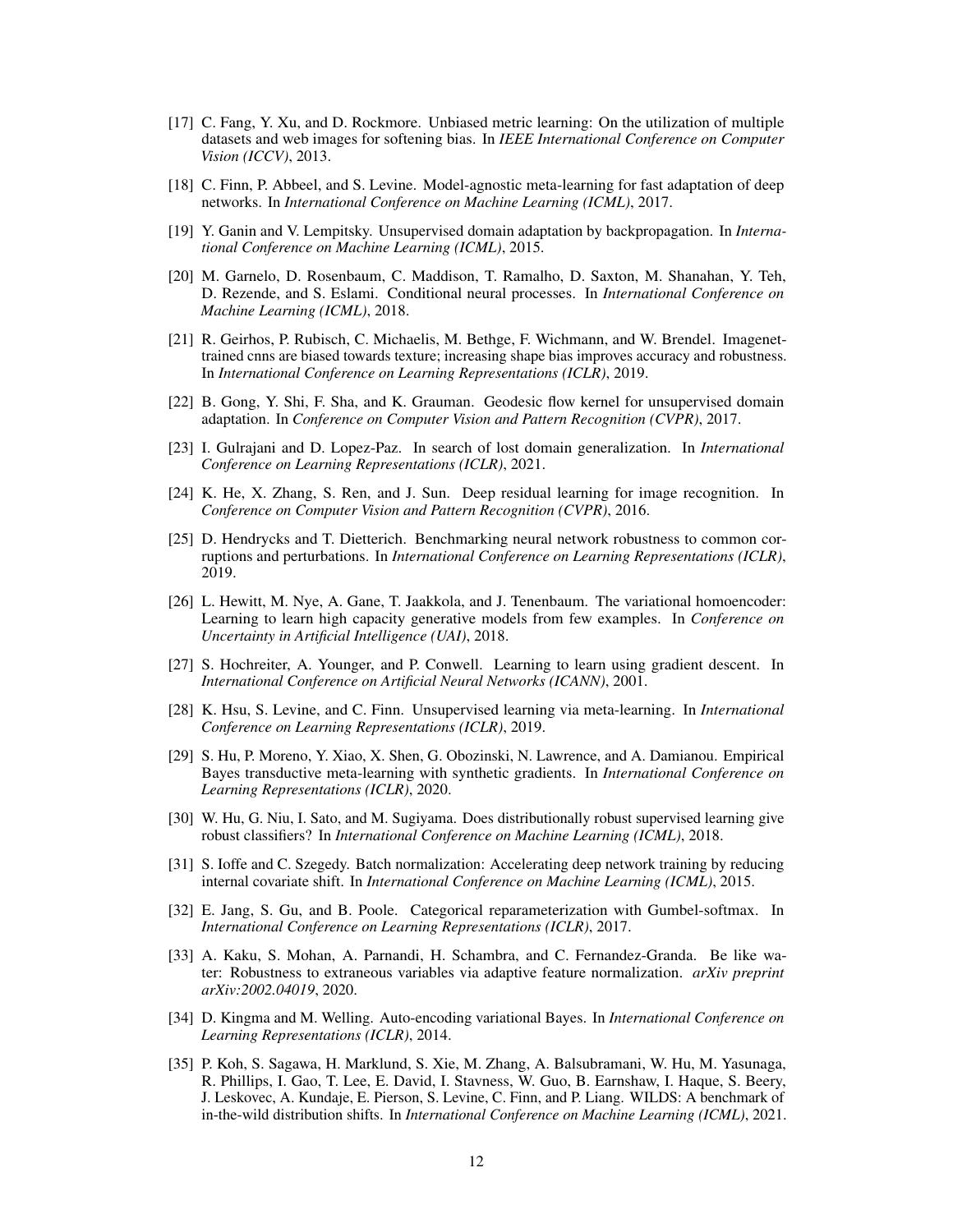[17] C. Fang, Y. Xu, and D. Rockmore. Unbiased metric learning: On the utilization of multiple datasets and web images for softening bias. In *IEEE International Conference on Computer Vision (ICCV)*, 2013.

[18] C. Finn, P. Abbeel, and S. Levine. Model-agnostic meta-learning for fast adaptation of deep networks. In *International Conference on Machine Learning (ICML)*, 2017.

[19] Y. Ganin and V. Lempitsky. Unsupervised domain adaptation by backpropagation. In *International Conference on Machine Learning (ICML)*, 2015.

[20] M. Garnelo, D. Rosenbaum, C. Maddison, T. Ramalho, D. Saxton, M. Shanahan, Y. Teh, D. Rezende, and S. Eslami. Conditional neural processes. In *International Conference on Machine Learning (ICML)*, 2018.

[21] R. Geirhos, P. Rubisch, C. Michaelis, M. Bethge, F. Wichmann, and W. Brendel. Imagenet-trained cnns are biased towards texture; increasing shape bias improves accuracy and robustness. In *International Conference on Learning Representations (ICLR)*, 2019.

[22] B. Gong, Y. Shi, F. Sha, and K. Grauman. Geodesic flow kernel for unsupervised domain adaptation. In *Conference on Computer Vision and Pattern Recognition (CVPR)*, 2017.

[23] I. Gulrajani and D. Lopez-Paz. In search of lost domain generalization. In *International Conference on Learning Representations (ICLR)*, 2021.

[24] K. He, X. Zhang, S. Ren, and J. Sun. Deep residual learning for image recognition. In *Conference on Computer Vision and Pattern Recognition (CVPR)*, 2016.

[25] D. Hendrycks and T. Dietterich. Benchmarking neural network robustness to common corruptions and perturbations. In *International Conference on Learning Representations (ICLR)*, 2019.

[26] L. Hewitt, M. Nye, A. Gane, T. Jaakkola, and J. Tenenbaum. The variational homoencoder: Learning to learn high capacity generative models from few examples. In *Conference on Uncertainty in Artificial Intelligence (UAI)*, 2018.

[27] S. Hochreiter, A. Younger, and P. Conwell. Learning to learn using gradient descent. In *International Conference on Artificial Neural Networks (ICANN)*, 2001.

[28] K. Hsu, S. Levine, and C. Finn. Unsupervised learning via meta-learning. In *International Conference on Learning Representations (ICLR)*, 2019.

[29] S. Hu, P. Moreno, Y. Xiao, X. Shen, G. Obozinski, N. Lawrence, and A. Damianou. Empirical Bayes transductive meta-learning with synthetic gradients. In *International Conference on Learning Representations (ICLR)*, 2020.

[30] W. Hu, G. Niu, I. Sato, and M. Sugiyama. Does distributionally robust supervised learning give robust classifiers? In *International Conference on Machine Learning (ICML)*, 2018.

[31] S. Ioffe and C. Szegedy. Batch normalization: Accelerating deep network training by reducing internal covariate shift. In *International Conference on Machine Learning (ICML)*, 2015.

[32] E. Jang, S. Gu, and B. Poole. Categorical reparameterization with Gumbel-softmax. In *International Conference on Learning Representations (ICLR)*, 2017.

[33] A. Kaku, S. Mohan, A. Parnandi, H. Schambra, and C. Fernandez-Granda. Be like water: Robustness to extraneous variables via adaptive feature normalization. *arXiv preprint arXiv:2002.04019*, 2020.

[34] D. Kingma and M. Welling. Auto-encoding variational Bayes. In *International Conference on Learning Representations (ICLR)*, 2014.

[35] P. Koh, S. Sagawa, H. Marklund, S. Xie, M. Zhang, A. Balsubramani, W. Hu, M. Yasunaga, R. Phillips, I. Gao, T. Lee, E. David, I. Stavness, W. Guo, B. Earnshaw, I. Haque, S. Beery, J. Leskovec, A. Kundaje, E. Pierson, S. Levine, C. Finn, and P. Liang. WILDS: A benchmark of in-the-wild distribution shifts. In *International Conference on Machine Learning (ICML)*, 2021.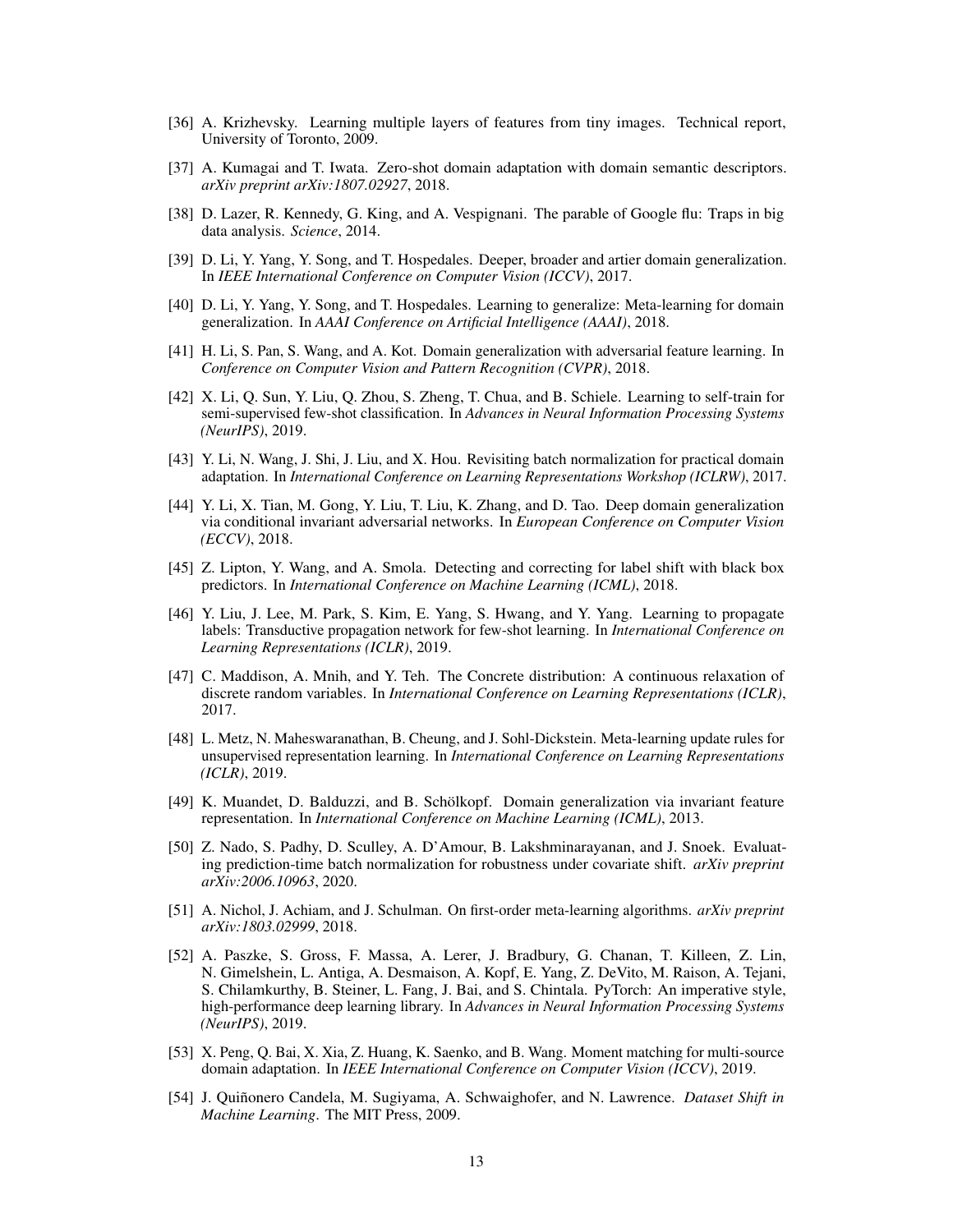[36] A. Krizhevsky. Learning multiple layers of features from tiny images. Technical report, University of Toronto, 2009.

[37] A. Kumagai and T. Iwata. Zero-shot domain adaptation with domain semantic descriptors. *arXiv preprint arXiv:1807.02927*, 2018.

[38] D. Lazer, R. Kennedy, G. King, and A. Vespignani. The parable of Google flu: Traps in big data analysis. *Science*, 2014.

[39] D. Li, Y. Yang, Y. Song, and T. Hospedales. Deeper, broader and artier domain generalization. In *IEEE International Conference on Computer Vision (ICCV)*, 2017.

[40] D. Li, Y. Yang, Y. Song, and T. Hospedales. Learning to generalize: Meta-learning for domain generalization. In *AAAI Conference on Artificial Intelligence (AAAI)*, 2018.

[41] H. Li, S. Pan, S. Wang, and A. Kot. Domain generalization with adversarial feature learning. In *Conference on Computer Vision and Pattern Recognition (CVPR)*, 2018.

[42] X. Li, Q. Sun, Y. Liu, Q. Zhou, S. Zheng, T. Chua, and B. Schiele. Learning to self-train for semi-supervised few-shot classification. In *Advances in Neural Information Processing Systems (NeurIPS)*, 2019.

[43] Y. Li, N. Wang, J. Shi, J. Liu, and X. Hou. Revisiting batch normalization for practical domain adaptation. In *International Conference on Learning Representations Workshop (ICLRW)*, 2017.

[44] Y. Li, X. Tian, M. Gong, Y. Liu, T. Liu, K. Zhang, and D. Tao. Deep domain generalization via conditional invariant adversarial networks. In *European Conference on Computer Vision (ECCV)*, 2018.

[45] Z. Lipton, Y. Wang, and A. Smola. Detecting and correcting for label shift with black box predictors. In *International Conference on Machine Learning (ICML)*, 2018.

[46] Y. Liu, J. Lee, M. Park, S. Kim, E. Yang, S. Hwang, and Y. Yang. Learning to propagate labels: Transductive propagation network for few-shot learning. In *International Conference on Learning Representations (ICLR)*, 2019.

[47] C. Maddison, A. Mnih, and Y. Teh. The Concrete distribution: A continuous relaxation of discrete random variables. In *International Conference on Learning Representations (ICLR)*, 2017.

[48] L. Metz, N. Maheswaranathan, B. Cheung, and J. Sohl-Dickstein. Meta-learning update rules for unsupervised representation learning. In *International Conference on Learning Representations (ICLR)*, 2019.

[49] K. Muandet, D. Balduzzi, and B. Schölkopf. Domain generalization via invariant feature representation. In *International Conference on Machine Learning (ICML)*, 2013.

[50] Z. Nado, S. Padhy, D. Sculley, A. D'Amour, B. Lakshminarayanan, and J. Snoek. Evaluating prediction-time batch normalization for robustness under covariate shift. *arXiv preprint arXiv:2006.10963*, 2020.

[51] A. Nichol, J. Achiam, and J. Schulman. On first-order meta-learning algorithms. *arXiv preprint arXiv:1803.02999*, 2018.

[52] A. Paszke, S. Gross, F. Massa, A. Lerer, J. Bradbury, G. Chanan, T. Killeen, Z. Lin, N. Gimelshein, L. Antiga, A. Desmaison, A. Kopf, E. Yang, Z. DeVito, M. Raison, A. Tejani, S. Chilamkurthy, B. Steiner, L. Fang, J. Bai, and S. Chintala. PyTorch: An imperative style, high-performance deep learning library. In *Advances in Neural Information Processing Systems (NeurIPS)*, 2019.

[53] X. Peng, Q. Bai, X. Xia, Z. Huang, K. Saenko, and B. Wang. Moment matching for multi-source domain adaptation. In *IEEE International Conference on Computer Vision (ICCV)*, 2019.

[54] J. Quiñonero Candela, M. Sugiyama, A. Schwaighofer, and N. Lawrence. *Dataset Shift in Machine Learning*. The MIT Press, 2009.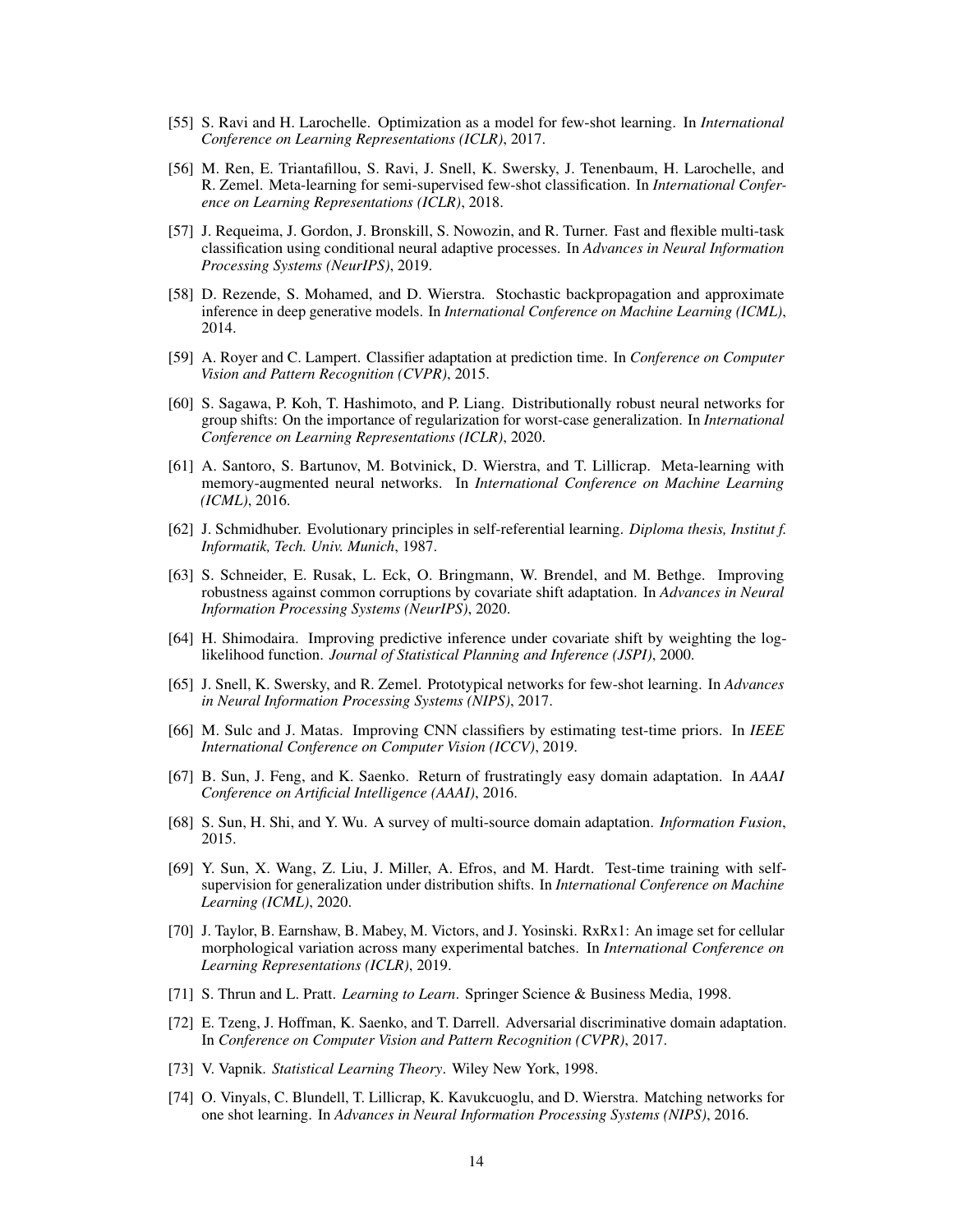[55] S. Ravi and H. Larochelle. Optimization as a model for few-shot learning. In *International Conference on Learning Representations (ICLR)*, 2017.

[56] M. Ren, E. Triantafillou, S. Ravi, J. Snell, K. Swersky, J. Tenenbaum, H. Larochelle, and R. Zemel. Meta-learning for semi-supervised few-shot classification. In *International Conference on Learning Representations (ICLR)*, 2018.

[57] J. Requeima, J. Gordon, J. Bronskill, S. Nowozin, and R. Turner. Fast and flexible multi-task classification using conditional neural adaptive processes. In *Advances in Neural Information Processing Systems (NeurIPS)*, 2019.

[58] D. Rezende, S. Mohamed, and D. Wierstra. Stochastic backpropagation and approximate inference in deep generative models. In *International Conference on Machine Learning (ICML)*, 2014.

[59] A. Royer and C. Lampert. Classifier adaptation at prediction time. In *Conference on Computer Vision and Pattern Recognition (CVPR)*, 2015.

[60] S. Sagawa, P. Koh, T. Hashimoto, and P. Liang. Distributionally robust neural networks for group shifts: On the importance of regularization for worst-case generalization. In *International Conference on Learning Representations (ICLR)*, 2020.

[61] A. Santoro, S. Bartunov, M. Botvinick, D. Wierstra, and T. Lillicrap. Meta-learning with memory-augmented neural networks. In *International Conference on Machine Learning (ICML)*, 2016.

[62] J. Schmidhuber. Evolutionary principles in self-referential learning. *Diploma thesis, Institut f. Informatik, Tech. Univ. Munich*, 1987.

[63] S. Schneider, E. Rusak, L. Eck, O. Bringmann, W. Brendel, and M. Bethge. Improving robustness against common corruptions by covariate shift adaptation. In *Advances in Neural Information Processing Systems (NeurIPS)*, 2020.

[64] H. Shimodaira. Improving predictive inference under covariate shift by weighting the log-likelihood function. *Journal of Statistical Planning and Inference (JSPI)*, 2000.

[65] J. Snell, K. Swersky, and R. Zemel. Prototypical networks for few-shot learning. In *Advances in Neural Information Processing Systems (NIPS)*, 2017.

[66] M. Sulc and J. Matas. Improving CNN classifiers by estimating test-time priors. In *IEEE International Conference on Computer Vision (ICCV)*, 2019.

[67] B. Sun, J. Feng, and K. Saenko. Return of frustratingly easy domain adaptation. In *AAAI Conference on Artificial Intelligence (AAAI)*, 2016.

[68] S. Sun, H. Shi, and Y. Wu. A survey of multi-source domain adaptation. *Information Fusion*, 2015.

[69] Y. Sun, X. Wang, Z. Liu, J. Miller, A. Efros, and M. Hardt. Test-time training with self-supervision for generalization under distribution shifts. In *International Conference on Machine Learning (ICML)*, 2020.

[70] J. Taylor, B. Earnshaw, B. Mabey, M. Victors, and J. Yosinski. RxRx1: An image set for cellular morphological variation across many experimental batches. In *International Conference on Learning Representations (ICLR)*, 2019.

[71] S. Thrun and L. Pratt. *Learning to Learn*. Springer Science & Business Media, 1998.

[72] E. Tzeng, J. Hoffman, K. Saenko, and T. Darrell. Adversarial discriminative domain adaptation. In *Conference on Computer Vision and Pattern Recognition (CVPR)*, 2017.

[73] V. Vapnik. *Statistical Learning Theory*. Wiley New York, 1998.

[74] O. Vinyals, C. Blundell, T. Lillicrap, K. Kavukcuoglu, and D. Wierstra. Matching networks for one shot learning. In *Advances in Neural Information Processing Systems (NIPS)*, 2016.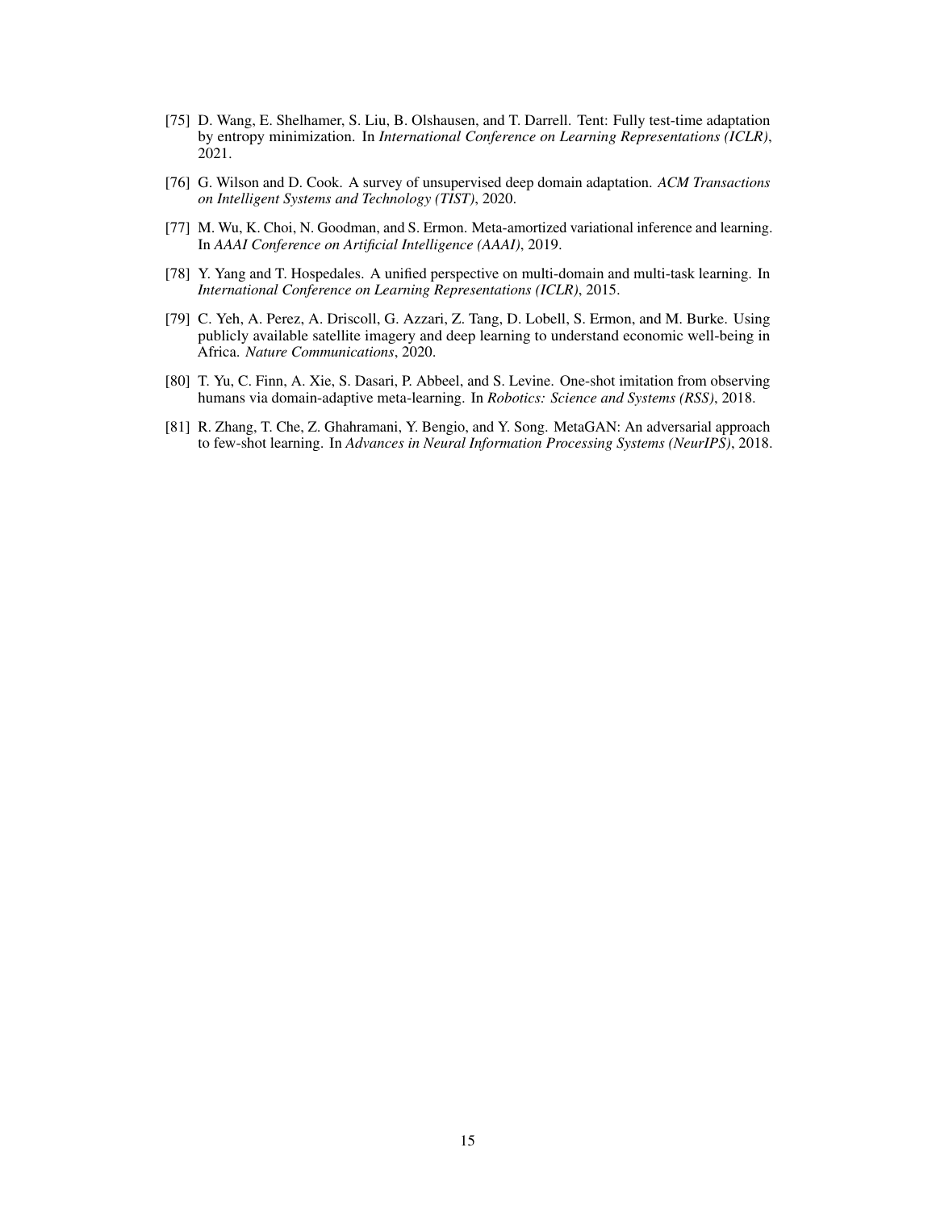[75] D. Wang, E. Shelhamer, S. Liu, B. Olshausen, and T. Darrell. Tent: Fully test-time adaptation by entropy minimization. In *International Conference on Learning Representations (ICLR)*, 2021.

[76] G. Wilson and D. Cook. A survey of unsupervised deep domain adaptation. *ACM Transactions on Intelligent Systems and Technology (TIST)*, 2020.

[77] M. Wu, K. Choi, N. Goodman, and S. Ermon. Meta-amortized variational inference and learning. In *AAAI Conference on Artificial Intelligence (AAAI)*, 2019.

[78] Y. Yang and T. Hospedales. A unified perspective on multi-domain and multi-task learning. In *International Conference on Learning Representations (ICLR)*, 2015.

[79] C. Yeh, A. Perez, A. Driscoll, G. Azzari, Z. Tang, D. Lobell, S. Ermon, and M. Burke. Using publicly available satellite imagery and deep learning to understand economic well-being in Africa. *Nature Communications*, 2020.

[80] T. Yu, C. Finn, A. Xie, S. Dasari, P. Abbeel, and S. Levine. One-shot imitation from observing humans via domain-adaptive meta-learning. In *Robotics: Science and Systems (RSS)*, 2018.

[81] R. Zhang, T. Che, Z. Ghahramani, Y. Bengio, and Y. Song. MetaGAN: An adversarial approach to few-shot learning. In *Advances in Neural Information Processing Systems (NeurIPS)*, 2018.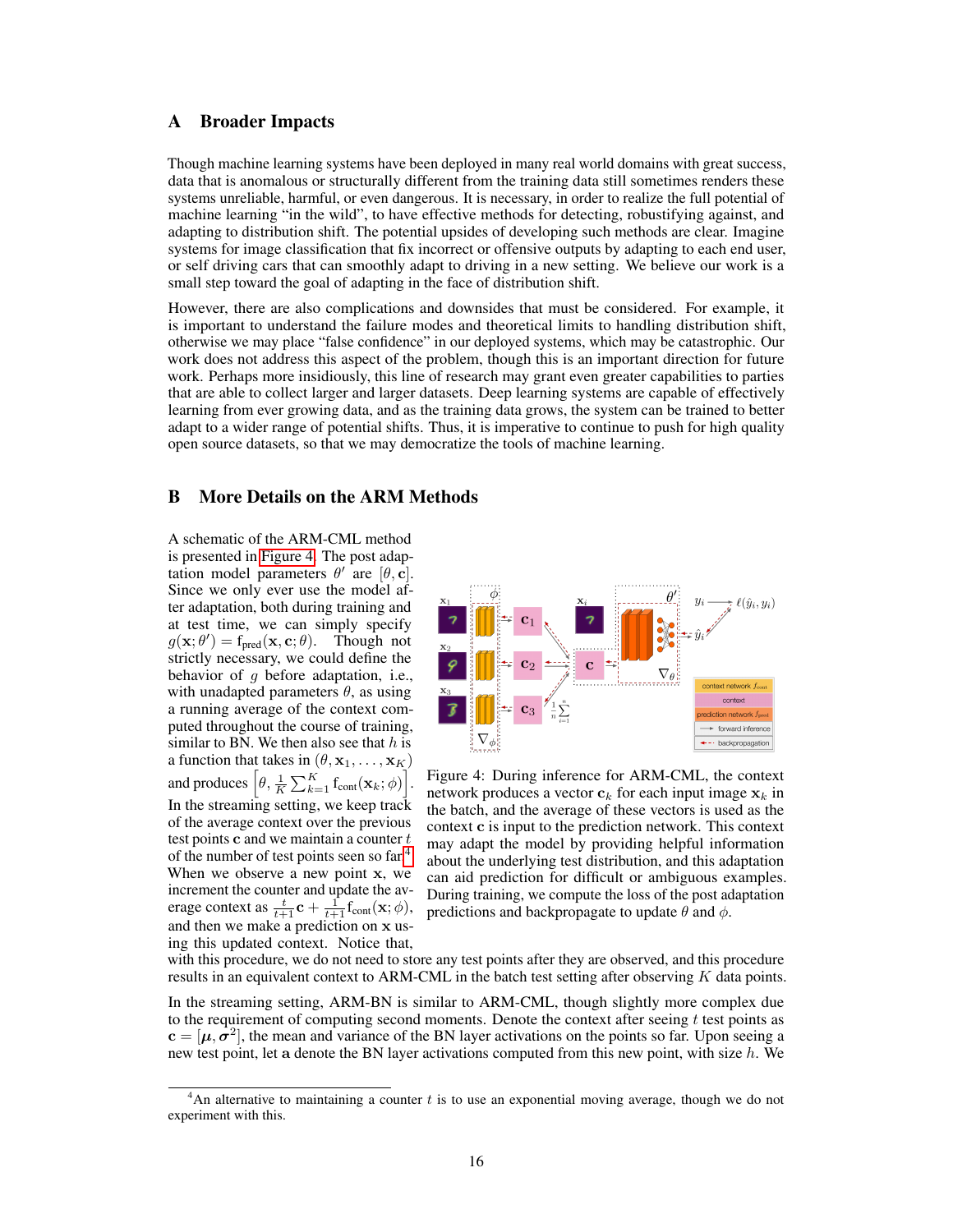## A Broader Impacts

Though machine learning systems have been deployed in many real world domains with great success, data that is anomalous or structurally different from the training data still sometimes renders these systems unreliable, harmful, or even dangerous. It is necessary, in order to realize the full potential of machine learning "in the wild", to have effective methods for detecting, robustifying against, and adapting to distribution shift. The potential upsides of developing such methods are clear. Imagine systems for image classification that fix incorrect or offensive outputs by adapting to each end user, or self driving cars that can smoothly adapt to driving in a new setting. We believe our work is a small step toward the goal of adapting in the face of distribution shift.

However, there are also complications and downsides that must be considered. For example, it is important to understand the failure modes and theoretical limits to handling distribution shift, otherwise we may place "false confidence" in our deployed systems, which may be catastrophic. Our work does not address this aspect of the problem, though this is an important direction for future work. Perhaps more insidiously, this line of research may grant even greater capabilities to parties that are able to collect larger and larger datasets. Deep learning systems are capable of effectively learning from ever growing data, and as the training data grows, the system can be trained to better adapt to a wider range of potential shifts. Thus, it is imperative to continue to push for high quality open source datasets, so that we may democratize the tools of machine learning.

## B More Details on the ARM Methods

A schematic of the ARM-CML method is presented in Figure 4. The post adaptation model parameters $\theta'$ are $[\theta, \mathbf{c}]$. Since we only ever use the model after adaptation, both during training and at test time, we can simply specify $g(\mathbf{x}; \theta') = f_{\text{pred}}(\mathbf{x}, \mathbf{c}; \theta)$. Though not strictly necessary, we could define the behavior of $g$ before adaptation, i.e., with unadapted parameters $\theta$, as using a running average of the context computed throughout the course of training, similar to BN. We then also see that $h$ is a function that takes in $(\theta, \mathbf{x}_1, \ldots, \mathbf{x}_K)$ and produces $\left[\theta, \frac{1}{K}\sum_{k=1}^{K} f_{\text{cont}}(\mathbf{x}_k; \phi)\right]$. In the streaming setting, we keep track of the average context over the previous test points $\mathbf{c}$ and we maintain a counter $t$ of the number of test points seen so far[4]. When we observe a new point $\mathbf{x}$, we increment the counter and update the average context as $\frac{t}{t+1}\mathbf{c} + \frac{1}{t+1} f_{\text{cont}}(\mathbf{x}; \phi)$, and then we make a prediction on $\mathbf{x}$ using this updated context. Notice that, with this procedure, we do not need to store any test points after they are observed, and this procedure results in an equivalent context to ARM-CML in the batch test setting after observing $K$ data points.

Figure 4: During inference for ARM-CML, the context network produces a vector $\mathbf{c}_k$ for each input image $\mathbf{x}_k$ in the batch, and the average of these vectors is used as the context $\mathbf{c}$ is input to the prediction network. This context may adapt the model by providing helpful information about the underlying test distribution, and this adaptation can aid prediction for difficult or ambiguous examples. During training, we compute the loss of the post adaptation predictions and backpropagate to update $\theta$ and $\phi$.

In the streaming setting, ARM-BN is similar to ARM-CML, though slightly more complex due to the requirement of computing second moments. Denote the context after seeing $t$ test points as $\mathbf{c} = [\boldsymbol{\mu}, \boldsymbol{\sigma}^2]$, the mean and variance of the BN layer activations on the points so far. Upon seeing a new test point, let $\mathbf{a}$ denote the BN layer activations computed from this new point, with size $h$. We

[4] An alternative to maintaining a counter $t$ is to use an exponential moving average, though we do not experiment with this.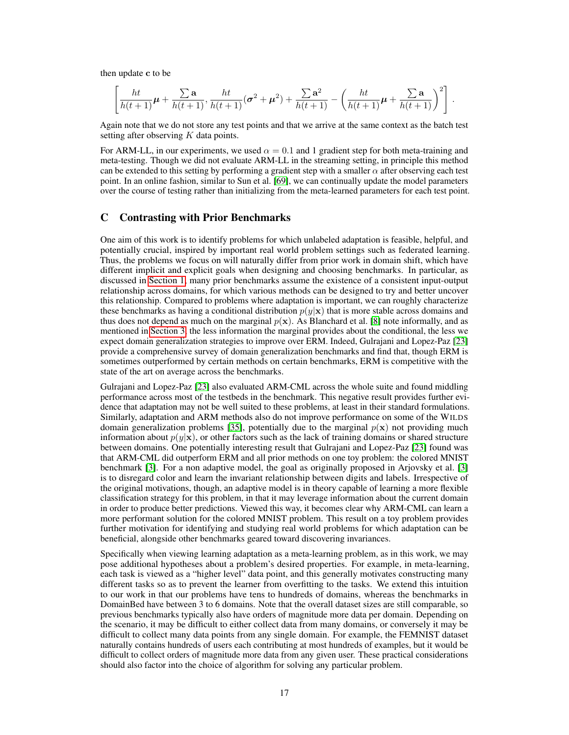then update $\mathbf{c}$ to be

$$\left[ \frac{ht}{h(t+1)}\boldsymbol{\mu} + \frac{\sum \mathbf{a}}{h(t+1)}, \frac{ht}{h(t+1)}(\boldsymbol{\sigma}^2 + \boldsymbol{\mu}^2) + \frac{\sum \mathbf{a}^2}{h(t+1)} - \left( \frac{ht}{h(t+1)}\boldsymbol{\mu} + \frac{\sum \mathbf{a}}{h(t+1)} \right)^2 \right].$$

Again note that we do not store any test points and that we arrive at the same context as the batch test setting after observing $K$ data points.

For ARM-LL, in our experiments, we used $\alpha = 0.1$ and 1 gradient step for both meta-training and meta-testing. Though we did not evaluate ARM-LL in the streaming setting, in principle this method can be extended to this setting by performing a gradient step with a smaller $\alpha$ after observing each test point. In an online fashion, similar to Sun et al. [69], we can continually update the model parameters over the course of testing rather than initializing from the meta-learned parameters for each test point.

## C Contrasting with Prior Benchmarks

One aim of this work is to identify problems for which unlabeled adaptation is feasible, helpful, and potentially crucial, inspired by important real world problem settings such as federated learning. Thus, the problems we focus on will naturally differ from prior work in domain shift, which have different implicit and explicit goals when designing and choosing benchmarks. In particular, as discussed in Section 1, many prior benchmarks assume the existence of a consistent input-output relationship across domains, for which various methods can be designed to try and better uncover this relationship. Compared to problems where adaptation is important, we can roughly characterize these benchmarks as having a conditional distribution $p(y|\mathbf{x})$ that is more stable across domains and thus does not depend as much on the marginal $p(\mathbf{x})$. As Blanchard et al. [8] note informally, and as mentioned in Section 3, the less information the marginal provides about the conditional, the less we expect domain generalization strategies to improve over ERM. Indeed, Gulrajani and Lopez-Paz [23] provide a comprehensive survey of domain generalization benchmarks and find that, though ERM is sometimes outperformed by certain methods on certain benchmarks, ERM is competitive with the state of the art on average across the benchmarks.

Gulrajani and Lopez-Paz [23] also evaluated ARM-CML across the whole suite and found middling performance across most of the testbeds in the benchmark. This negative result provides further evidence that adaptation may not be well suited to these problems, at least in their standard formulations. Similarly, adaptation and ARM methods also do not improve performance on some of the WILDS domain generalization problems [35], potentially due to the marginal $p(\mathbf{x})$ not providing much information about $p(y|\mathbf{x})$, or other factors such as the lack of training domains or shared structure between domains. One potentially interesting result that Gulrajani and Lopez-Paz [23] found was that ARM-CML did outperform ERM and all prior methods on one toy problem: the colored MNIST benchmark [3]. For a non adaptive model, the goal as originally proposed in Arjovsky et al. [3] is to disregard color and learn the invariant relationship between digits and labels. Irrespective of the original motivations, though, an adaptive model is in theory capable of learning a more flexible classification strategy for this problem, in that it may leverage information about the current domain in order to produce better predictions. Viewed this way, it becomes clear why ARM-CML can learn a more performant solution for the colored MNIST problem. This result on a toy problem provides further motivation for identifying and studying real world problems for which adaptation can be beneficial, alongside other benchmarks geared toward discovering invariances.

Specifically when viewing learning adaptation as a meta-learning problem, as in this work, we may pose additional hypotheses about a problem's desired properties. For example, in meta-learning, each task is viewed as a "higher level" data point, and this generally motivates constructing many different tasks so as to prevent the learner from overfitting to the tasks. We extend this intuition to our work in that our problems have tens to hundreds of domains, whereas the benchmarks in DomainBed have between 3 to 6 domains. Note that the overall dataset sizes are still comparable, so previous benchmarks typically also have orders of magnitude more data per domain. Depending on the scenario, it may be difficult to either collect data from many domains, or conversely it may be difficult to collect many data points from any single domain. For example, the FEMNIST dataset naturally contains hundreds of users each contributing at most hundreds of examples, but it would be difficult to collect orders of magnitude more data from any given user. These practical considerations should also factor into the choice of algorithm for solving any particular problem.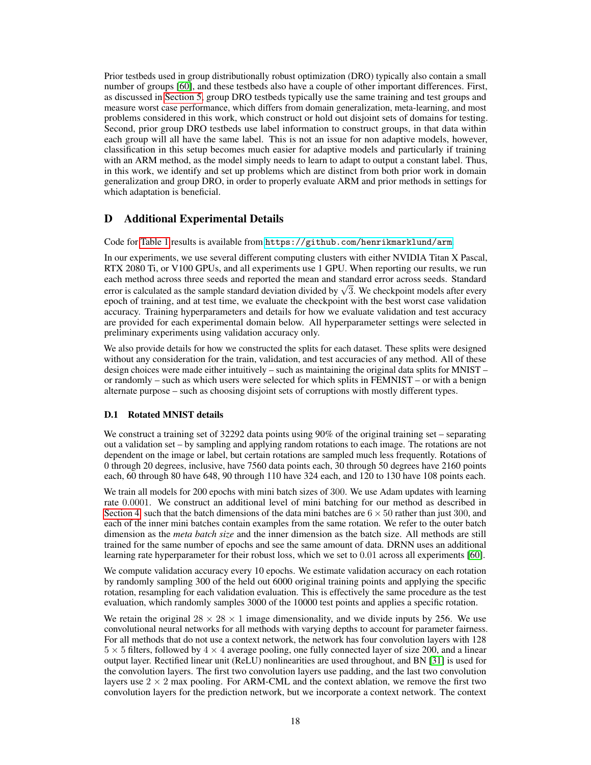Prior testbeds used in group distributionally robust optimization (DRO) typically also contain a small number of groups [60], and these testbeds also have a couple of other important differences. First, as discussed in Section 5, group DRO testbeds typically use the same training and test groups and measure worst case performance, which differs from domain generalization, meta-learning, and most problems considered in this work, which construct or hold out disjoint sets of domains for testing. Second, prior group DRO testbeds use label information to construct groups, in that data within each group will all have the same label. This is not an issue for non adaptive models, however, classification in this setup becomes much easier for adaptive models and particularly if training with an ARM method, as the model simply needs to learn to adapt to output a constant label. Thus, in this work, we identify and set up problems which are distinct from both prior work in domain generalization and group DRO, in order to properly evaluate ARM and prior methods in settings for which adaptation is beneficial.

## D Additional Experimental Details

Code for Table 1 results is available from `https://github.com/henrikmarklund/arm`.

In our experiments, we use several different computing clusters with either NVIDIA Titan X Pascal, RTX 2080 Ti, or V100 GPUs, and all experiments use 1 GPU. When reporting our results, we run each method across three seeds and reported the mean and standard error across seeds. Standard error is calculated as the sample standard deviation divided by $\sqrt{3}$. We checkpoint models after every epoch of training, and at test time, we evaluate the checkpoint with the best worst case validation accuracy. Training hyperparameters and details for how we evaluate validation and test accuracy are provided for each experimental domain below. All hyperparameter settings were selected in preliminary experiments using validation accuracy only.

We also provide details for how we constructed the splits for each dataset. These splits were designed without any consideration for the train, validation, and test accuracies of any method. All of these design choices were made either intuitively – such as maintaining the original data splits for MNIST – or randomly – such as which users were selected for which splits in FEMNIST – or with a benign alternate purpose – such as choosing disjoint sets of corruptions with mostly different types.

### D.1 Rotated MNIST details

We construct a training set of 32292 data points using 90% of the original training set – separating out a validation set – by sampling and applying random rotations to each image. The rotations are not dependent on the image or label, but certain rotations are sampled much less frequently. Rotations of 0 through 20 degrees, inclusive, have 7560 data points each, 30 through 50 degrees have 2160 points each, 60 through 80 have 648, 90 through 110 have 324 each, and 120 to 130 have 108 points each.

We train all models for 200 epochs with mini batch sizes of 300. We use Adam updates with learning rate 0.0001. We construct an additional level of mini batching for our method as described in Section 4, such that the batch dimensions of the data mini batches are $6 \times 50$ rather than just 300, and each of the inner mini batches contain examples from the same rotation. We refer to the outer batch dimension as the *meta batch size* and the inner dimension as the batch size. All methods are still trained for the same number of epochs and see the same amount of data. DRNN uses an additional learning rate hyperparameter for their robust loss, which we set to 0.01 across all experiments [60].

We compute validation accuracy every 10 epochs. We estimate validation accuracy on each rotation by randomly sampling 300 of the held out 6000 original training points and applying the specific rotation, resampling for each validation evaluation. This is effectively the same procedure as the test evaluation, which randomly samples 3000 of the 10000 test points and applies a specific rotation.

We retain the original $28 \times 28 \times 1$ image dimensionality, and we divide inputs by 256. We use convolutional neural networks for all methods with varying depths to account for parameter fairness. For all methods that do not use a context network, the network has four convolution layers with 128 $5 \times 5$ filters, followed by $4 \times 4$ average pooling, one fully connected layer of size 200, and a linear output layer. Rectified linear unit (ReLU) nonlinearities are used throughout, and BN [31] is used for the convolution layers. The first two convolution layers use padding, and the last two convolution layers use $2 \times 2$ max pooling. For ARM-CML and the context ablation, we remove the first two convolution layers for the prediction network, but we incorporate a context network. The context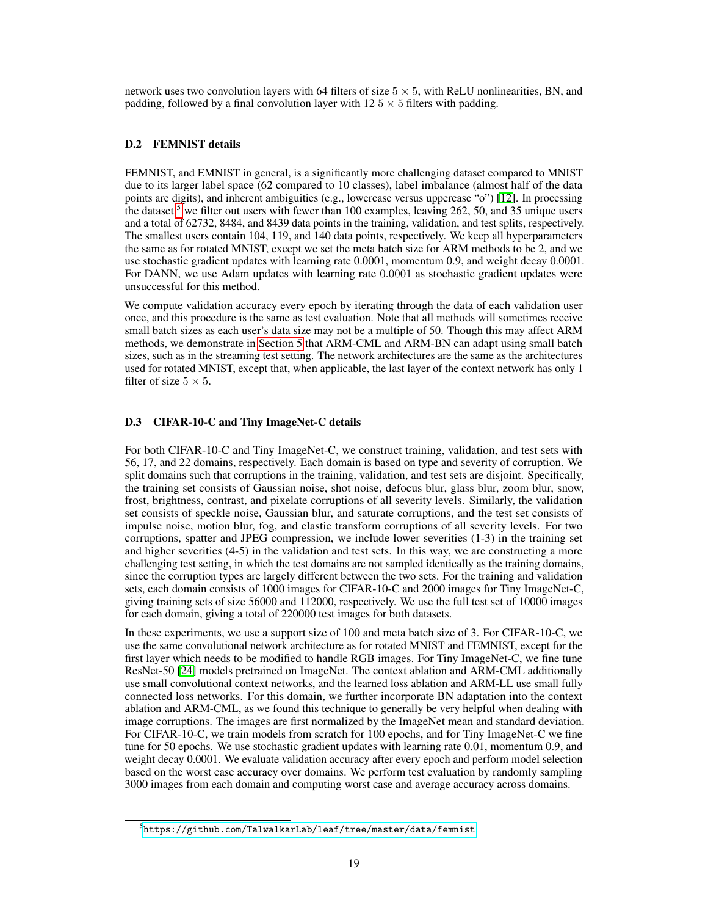network uses two convolution layers with 64 filters of size $5 \times 5$, with ReLU nonlinearities, BN, and padding, followed by a final convolution layer with 12 $5 \times 5$ filters with padding.

### D.2 FEMNIST details

FEMNIST, and EMNIST in general, is a significantly more challenging dataset compared to MNIST due to its larger label space (62 compared to 10 classes), label imbalance (almost half of the data points are digits), and inherent ambiguities (e.g., lowercase versus uppercase "o") [12]. In processing the dataset,[5] we filter out users with fewer than 100 examples, leaving 262, 50, and 35 unique users and a total of 62732, 8484, and 8439 data points in the training, validation, and test splits, respectively. The smallest users contain 104, 119, and 140 data points, respectively. We keep all hyperparameters the same as for rotated MNIST, except we set the meta batch size for ARM methods to be 2, and we use stochastic gradient updates with learning rate 0.0001, momentum 0.9, and weight decay 0.0001. For DANN, we use Adam updates with learning rate 0.0001 as stochastic gradient updates were unsuccessful for this method.

We compute validation accuracy every epoch by iterating through the data of each validation user once, and this procedure is the same as test evaluation. Note that all methods will sometimes receive small batch sizes as each user's data size may not be a multiple of 50. Though this may affect ARM methods, we demonstrate in Section 5 that ARM-CML and ARM-BN can adapt using small batch sizes, such as in the streaming test setting. The network architectures are the same as the architectures used for rotated MNIST, except that, when applicable, the last layer of the context network has only 1 filter of size $5 \times 5$.

### D.3 CIFAR-10-C and Tiny ImageNet-C details

For both CIFAR-10-C and Tiny ImageNet-C, we construct training, validation, and test sets with 56, 17, and 22 domains, respectively. Each domain is based on type and severity of corruption. We split domains such that corruptions in the training, validation, and test sets are disjoint. Specifically, the training set consists of Gaussian noise, shot noise, defocus blur, glass blur, zoom blur, snow, frost, brightness, contrast, and pixelate corruptions of all severity levels. Similarly, the validation set consists of speckle noise, Gaussian blur, and saturate corruptions, and the test set consists of impulse noise, motion blur, fog, and elastic transform corruptions of all severity levels. For two corruptions, spatter and JPEG compression, we include lower severities (1-3) in the training set and higher severities (4-5) in the validation and test sets. In this way, we are constructing a more challenging test setting, in which the test domains are not sampled identically as the training domains, since the corruption types are largely different between the two sets. For the training and validation sets, each domain consists of 1000 images for CIFAR-10-C and 2000 images for Tiny ImageNet-C, giving training sets of size 56000 and 112000, respectively. We use the full test set of 10000 images for each domain, giving a total of 220000 test images for both datasets.

In these experiments, we use a support size of 100 and meta batch size of 3. For CIFAR-10-C, we use the same convolutional network architecture as for rotated MNIST and FEMNIST, except for the first layer which needs to be modified to handle RGB images. For Tiny ImageNet-C, we fine tune ResNet-50 [24] models pretrained on ImageNet. The context ablation and ARM-CML additionally use small convolutional context networks, and the learned loss ablation and ARM-LL use small fully connected loss networks. For this domain, we further incorporate BN adaptation into the context ablation and ARM-CML, as we found this technique to generally be very helpful when dealing with image corruptions. The images are first normalized by the ImageNet mean and standard deviation. For CIFAR-10-C, we train models from scratch for 100 epochs, and for Tiny ImageNet-C we fine tune for 50 epochs. We use stochastic gradient updates with learning rate 0.01, momentum 0.9, and weight decay 0.0001. We evaluate validation accuracy after every epoch and perform model selection based on the worst case accuracy over domains. We perform test evaluation by randomly sampling 3000 images from each domain and computing worst case and average accuracy across domains.

[5] https://github.com/TalwalkarLab/leaf/tree/master/data/femnist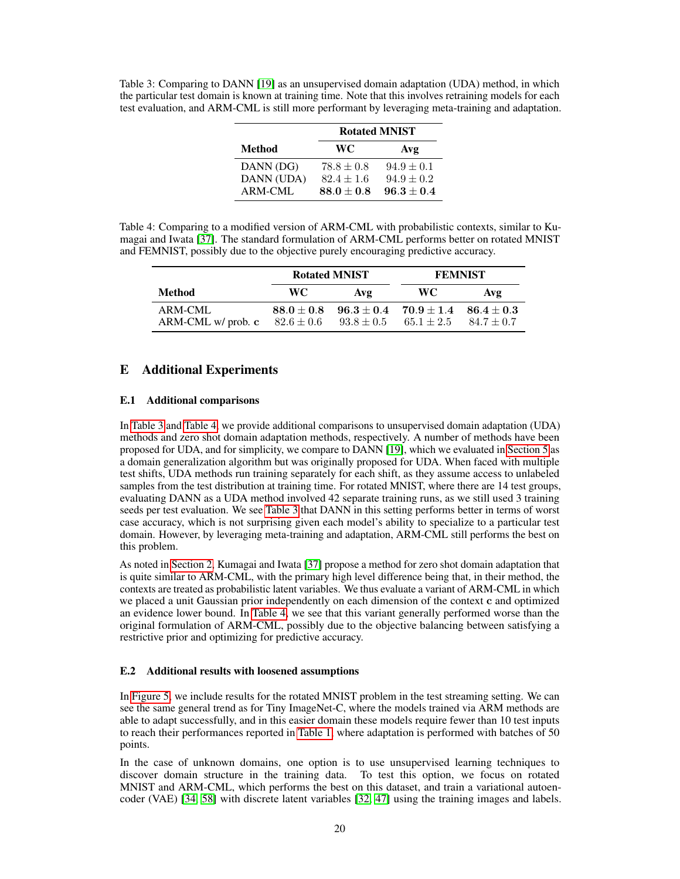Table 3: Comparing to DANN [19] as an unsupervised domain adaptation (UDA) method, in which the particular test domain is known at training time. Note that this involves retraining models for each test evaluation, and ARM-CML is still more performant by leveraging meta-training and adaptation.

| | Rotated MNIST | |
|---|---|---|
| **Method** | **WC** | **Avg** |
| DANN (DG) | $78.8 \pm 0.8$ | $94.9 \pm 0.1$ |
| DANN (UDA) | $82.4 \pm 1.6$ | $94.9 \pm 0.2$ |
| ARM-CML | $\mathbf{88.0 \pm 0.8}$ | $\mathbf{96.3 \pm 0.4}$ |

Table 4: Comparing to a modified version of ARM-CML with probabilistic contexts, similar to Kumagai and Iwata [37]. The standard formulation of ARM-CML performs better on rotated MNIST and FEMNIST, possibly due to the objective purely encouraging predictive accuracy.

| | Rotated MNIST | | FEMNIST | |
|---|---|---|---|---|
| **Method** | **WC** | **Avg** | **WC** | **Avg** |
| ARM-CML | $\mathbf{88.0 \pm 0.8}$ | $\mathbf{96.3 \pm 0.4}$ | $\mathbf{70.9 \pm 1.4}$ | $\mathbf{86.4 \pm 0.3}$ |
| ARM-CML w/ prob. $\mathbf{c}$ | $82.6 \pm 0.6$ | $93.8 \pm 0.5$ | $65.1 \pm 2.5$ | $84.7 \pm 0.7$ |

## E Additional Experiments

### E.1 Additional comparisons

In Table 3 and Table 4, we provide additional comparisons to unsupervised domain adaptation (UDA) methods and zero shot domain adaptation methods, respectively. A number of methods have been proposed for UDA, and for simplicity, we compare to DANN [19], which we evaluated in Section 5 as a domain generalization algorithm but was originally proposed for UDA. When faced with multiple test shifts, UDA methods run training separately for each shift, as they assume access to unlabeled samples from the test distribution at training time. For rotated MNIST, where there are 14 test groups, evaluating DANN as a UDA method involved 42 separate training runs, as we still used 3 training seeds per test evaluation. We see Table 3 that DANN in this setting performs better in terms of worst case accuracy, which is not surprising given each model's ability to specialize to a particular test domain. However, by leveraging meta-training and adaptation, ARM-CML still performs the best on this problem.

As noted in Section 2, Kumagai and Iwata [37] propose a method for zero shot domain adaptation that is quite similar to ARM-CML, with the primary high level difference being that, in their method, the contexts are treated as probabilistic latent variables. We thus evaluate a variant of ARM-CML in which we placed a unit Gaussian prior independently on each dimension of the context $\mathbf{c}$ and optimized an evidence lower bound. In Table 4, we see that this variant generally performed worse than the original formulation of ARM-CML, possibly due to the objective balancing between satisfying a restrictive prior and optimizing for predictive accuracy.

### E.2 Additional results with loosened assumptions

In Figure 5, we include results for the rotated MNIST problem in the test streaming setting. We can see the same general trend as for Tiny ImageNet-C, where the models trained via ARM methods are able to adapt successfully, and in this easier domain these models require fewer than 10 test inputs to reach their performances reported in Table 1, where adaptation is performed with batches of 50 points.

In the case of unknown domains, one option is to use unsupervised learning techniques to discover domain structure in the training data. To test this option, we focus on rotated MNIST and ARM-CML, which performs the best on this dataset, and train a variational autoencoder (VAE) [34, 58] with discrete latent variables [32, 47] using the training images and labels.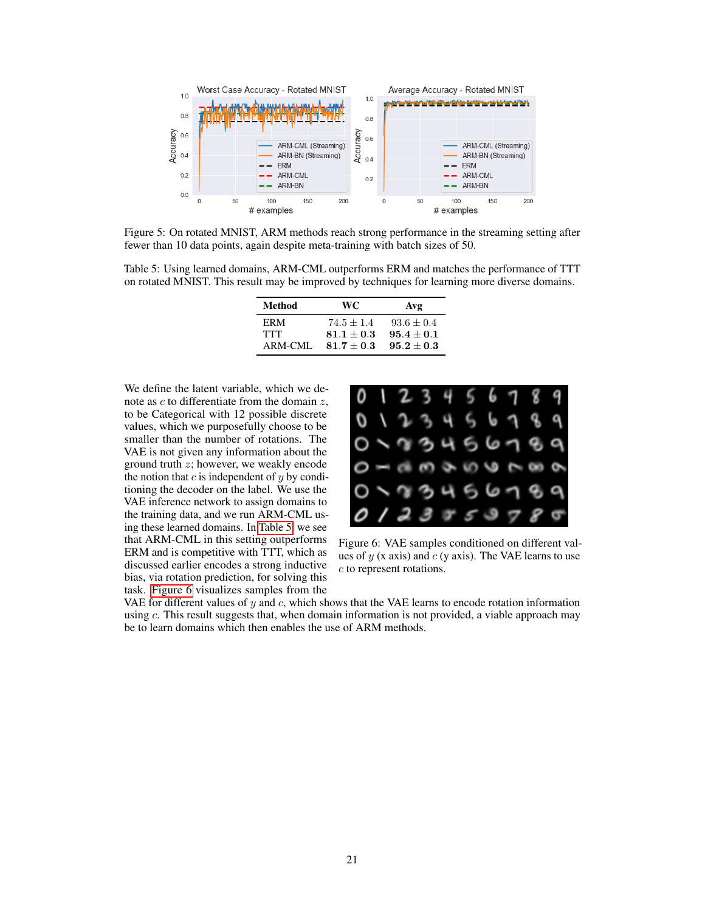Worst Case Accuracy - Rotated MNIST

Average Accuracy - Rotated MNIST

Accuracy

\# examples

ARM-CML (Streaming)
ARM-BN (Streaming)
ERM
ARM-CML
ARM-BN

Figure 5: On rotated MNIST, ARM methods reach strong performance in the streaming setting after fewer than 10 data points, again despite meta-training with batch sizes of 50.

Table 5: Using learned domains, ARM-CML outperforms ERM and matches the performance of TTT on rotated MNIST. This result may be improved by techniques for learning more diverse domains.

| Method | WC | Avg |
|---|---|---|
| ERM | $74.5 \pm 1.4$ | $93.6 \pm 0.4$ |
| TTT | $\mathbf{81.1 \pm 0.3}$ | $\mathbf{95.4 \pm 0.1}$ |
| ARM-CML | $\mathbf{81.7 \pm 0.3}$ | $\mathbf{95.2 \pm 0.3}$ |

We define the latent variable, which we denote as $c$ to differentiate from the domain $z$, to be Categorical with 12 possible discrete values, which we purposefully choose to be smaller than the number of rotations. The VAE is not given any information about the ground truth $z$; however, we weakly encode the notion that $c$ is independent of $y$ by conditioning the decoder on the label. We use the VAE inference network to assign domains to the training data, and we run ARM-CML using these learned domains. In Table 5, we see that ARM-CML in this setting outperforms ERM and is competitive with TTT, which as discussed earlier encodes a strong inductive bias, via rotation prediction, for solving this task. Figure 6 visualizes samples from the VAE for different values of $y$ and $c$, which shows that the VAE learns to encode rotation information using $c$. This result suggests that, when domain information is not provided, a viable approach may be to learn domains which then enables the use of ARM methods.

Figure 6: VAE samples conditioned on different values of $y$ (x axis) and $c$ (y axis). The VAE learns to use $c$ to represent rotations.